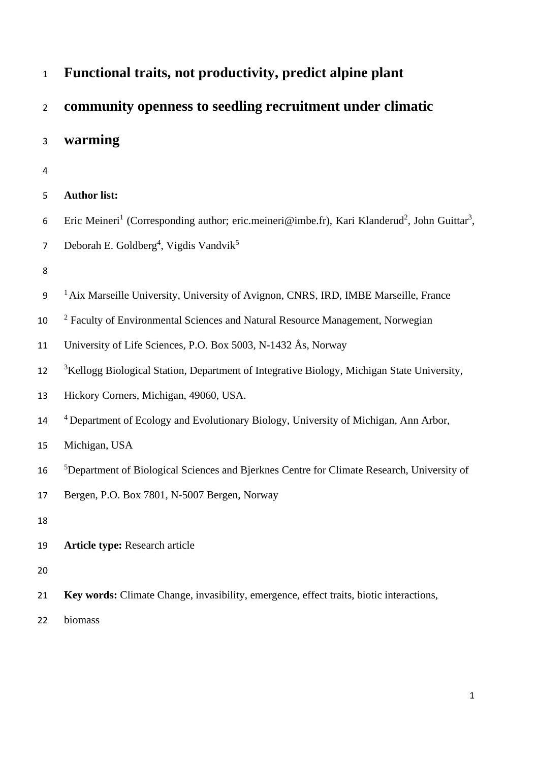# Functional traits, not productivity, predict alpine plant community openness to seedling recruitment under climatic warming

**Author list:**

Eric Meineri[1] (Corresponding author; eric.meineri@imbe.fr), Kari Klanderud[2], John Guittar[3], Deborah E. Goldberg[4], Vigdis Vandvik[5]

[1] Aix Marseille University, University of Avignon, CNRS, IRD, IMBE Marseille, France

[2] Faculty of Environmental Sciences and Natural Resource Management, Norwegian University of Life Sciences, P.O. Box 5003, N-1432 Ås, Norway

[3] Kellogg Biological Station, Department of Integrative Biology, Michigan State University, Hickory Corners, Michigan, 49060, USA.

[4] Department of Ecology and Evolutionary Biology, University of Michigan, Ann Arbor, Michigan, USA

[5] Department of Biological Sciences and Bjerknes Centre for Climate Research, University of Bergen, P.O. Box 7801, N-5007 Bergen, Norway

**Article type:** Research article

**Key words:** Climate Change, invasibility, emergence, effect traits, biotic interactions, biomass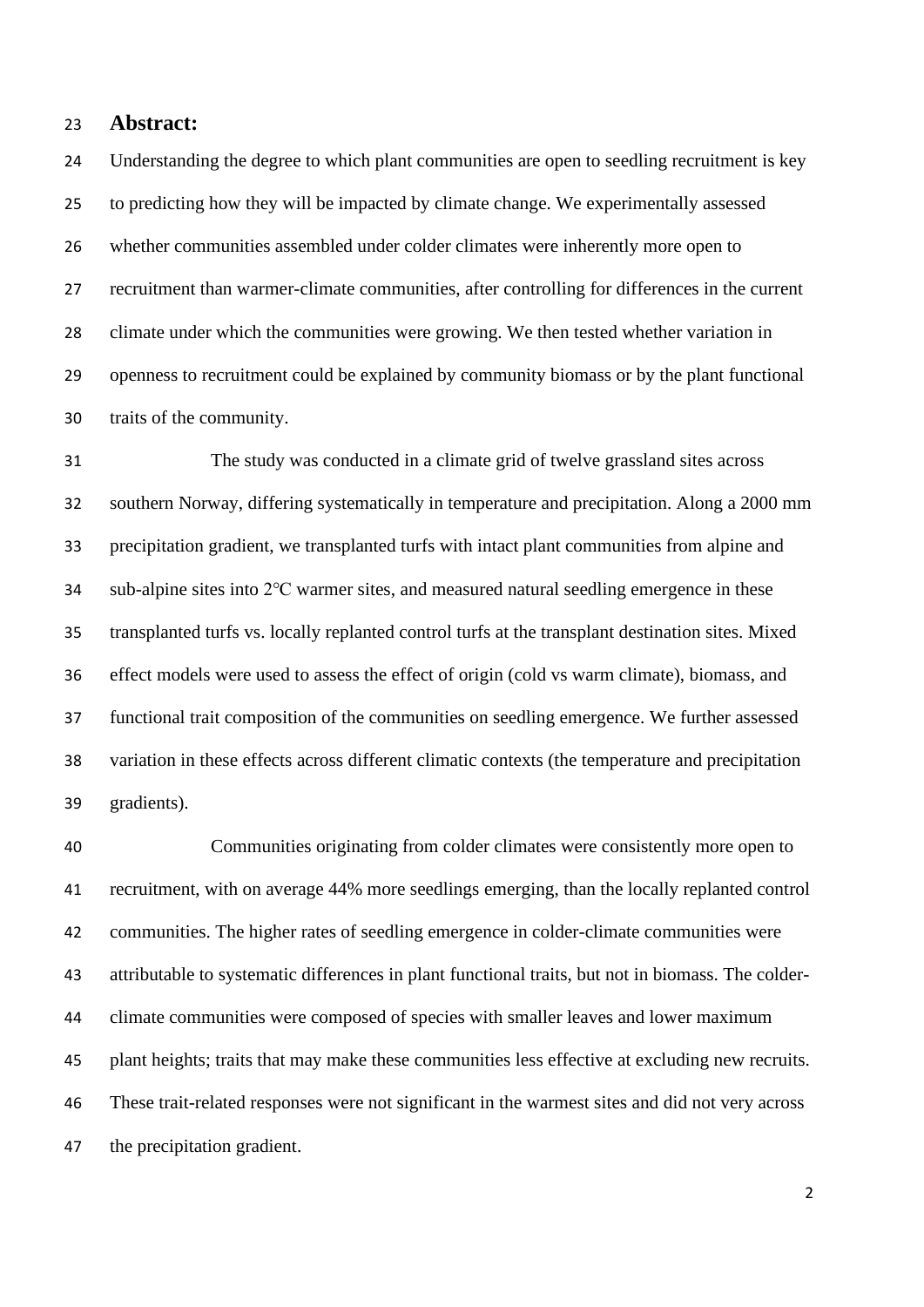## Abstract:

Understanding the degree to which plant communities are open to seedling recruitment is key to predicting how they will be impacted by climate change. We experimentally assessed whether communities assembled under colder climates were inherently more open to recruitment than warmer-climate communities, after controlling for differences in the current climate under which the communities were growing. We then tested whether variation in openness to recruitment could be explained by community biomass or by the plant functional traits of the community.

The study was conducted in a climate grid of twelve grassland sites across southern Norway, differing systematically in temperature and precipitation. Along a 2000 mm precipitation gradient, we transplanted turfs with intact plant communities from alpine and sub-alpine sites into 2°C warmer sites, and measured natural seedling emergence in these transplanted turfs vs. locally replanted control turfs at the transplant destination sites. Mixed effect models were used to assess the effect of origin (cold vs warm climate), biomass, and functional trait composition of the communities on seedling emergence. We further assessed variation in these effects across different climatic contexts (the temperature and precipitation gradients).

Communities originating from colder climates were consistently more open to recruitment, with on average 44% more seedlings emerging, than the locally replanted control communities. The higher rates of seedling emergence in colder-climate communities were attributable to systematic differences in plant functional traits, but not in biomass. The colder-climate communities were composed of species with smaller leaves and lower maximum plant heights; traits that may make these communities less effective at excluding new recruits. These trait-related responses were not significant in the warmest sites and did not very across the precipitation gradient.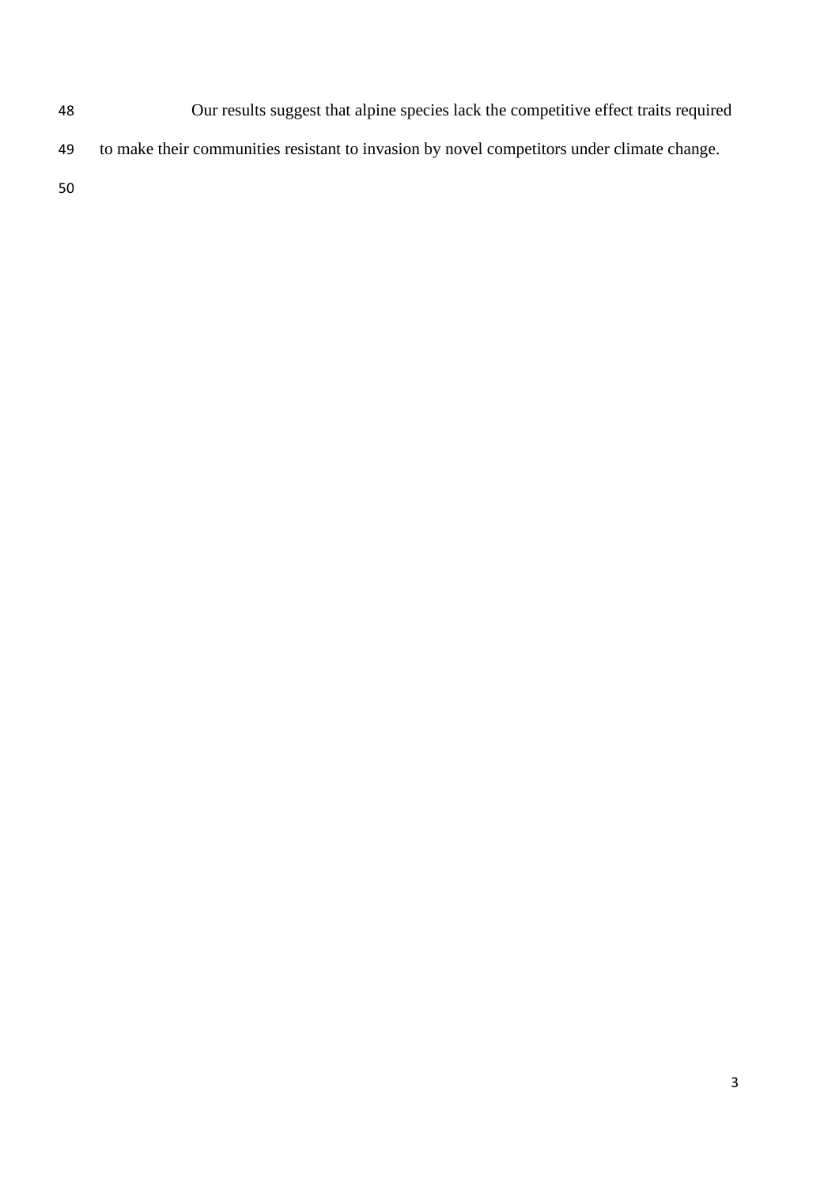Our results suggest that alpine species lack the competitive effect traits required to make their communities resistant to invasion by novel competitors under climate change.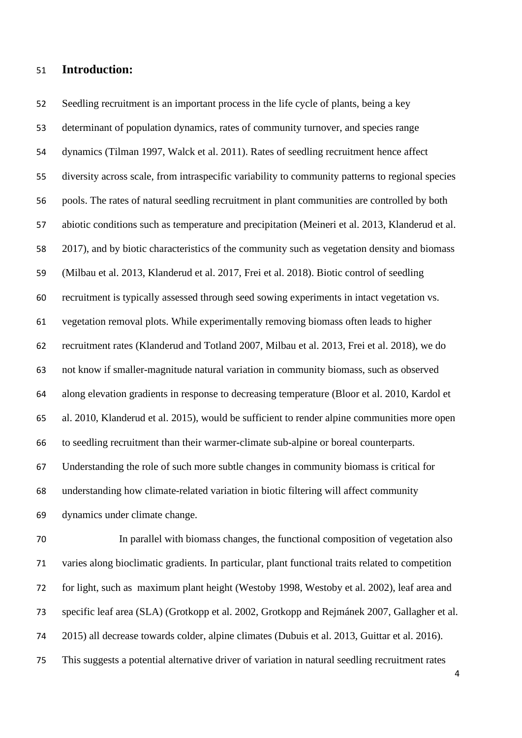## Introduction:

Seedling recruitment is an important process in the life cycle of plants, being a key determinant of population dynamics, rates of community turnover, and species range dynamics (Tilman 1997, Walck et al. 2011). Rates of seedling recruitment hence affect diversity across scale, from intraspecific variability to community patterns to regional species pools. The rates of natural seedling recruitment in plant communities are controlled by both abiotic conditions such as temperature and precipitation (Meineri et al. 2013, Klanderud et al. 2017), and by biotic characteristics of the community such as vegetation density and biomass (Milbau et al. 2013, Klanderud et al. 2017, Frei et al. 2018). Biotic control of seedling recruitment is typically assessed through seed sowing experiments in intact vegetation vs. vegetation removal plots. While experimentally removing biomass often leads to higher recruitment rates (Klanderud and Totland 2007, Milbau et al. 2013, Frei et al. 2018), we do not know if smaller-magnitude natural variation in community biomass, such as observed along elevation gradients in response to decreasing temperature (Bloor et al. 2010, Kardol et al. 2010, Klanderud et al. 2015), would be sufficient to render alpine communities more open to seedling recruitment than their warmer-climate sub-alpine or boreal counterparts. Understanding the role of such more subtle changes in community biomass is critical for understanding how climate-related variation in biotic filtering will affect community dynamics under climate change.

In parallel with biomass changes, the functional composition of vegetation also varies along bioclimatic gradients. In particular, plant functional traits related to competition for light, such as maximum plant height (Westoby 1998, Westoby et al. 2002), leaf area and specific leaf area (SLA) (Grotkopp et al. 2002, Grotkopp and Rejmánek 2007, Gallagher et al. 2015) all decrease towards colder, alpine climates (Dubuis et al. 2013, Guittar et al. 2016). This suggests a potential alternative driver of variation in natural seedling recruitment rates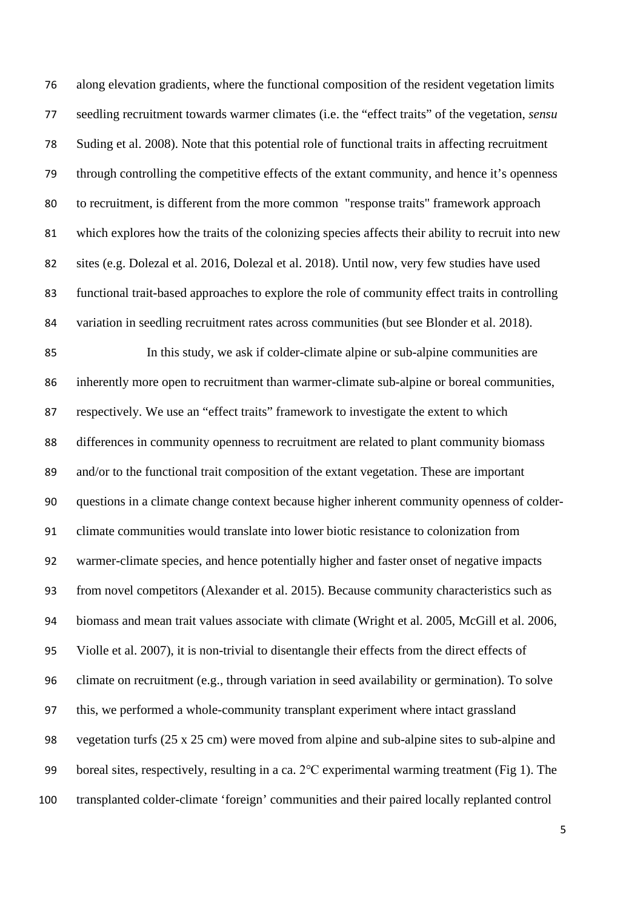along elevation gradients, where the functional composition of the resident vegetation limits seedling recruitment towards warmer climates (i.e. the "effect traits" of the vegetation, *sensu* Suding et al. 2008). Note that this potential role of functional traits in affecting recruitment through controlling the competitive effects of the extant community, and hence it's openness to recruitment, is different from the more common "response traits" framework approach which explores how the traits of the colonizing species affects their ability to recruit into new sites (e.g. Dolezal et al. 2016, Dolezal et al. 2018). Until now, very few studies have used functional trait-based approaches to explore the role of community effect traits in controlling variation in seedling recruitment rates across communities (but see Blonder et al. 2018).

In this study, we ask if colder-climate alpine or sub-alpine communities are inherently more open to recruitment than warmer-climate sub-alpine or boreal communities, respectively. We use an "effect traits" framework to investigate the extent to which differences in community openness to recruitment are related to plant community biomass and/or to the functional trait composition of the extant vegetation. These are important questions in a climate change context because higher inherent community openness of colder-climate communities would translate into lower biotic resistance to colonization from warmer-climate species, and hence potentially higher and faster onset of negative impacts from novel competitors (Alexander et al. 2015). Because community characteristics such as biomass and mean trait values associate with climate (Wright et al. 2005, McGill et al. 2006, Violle et al. 2007), it is non-trivial to disentangle their effects from the direct effects of climate on recruitment (e.g., through variation in seed availability or germination). To solve this, we performed a whole-community transplant experiment where intact grassland vegetation turfs (25 x 25 cm) were moved from alpine and sub-alpine sites to sub-alpine and boreal sites, respectively, resulting in a ca. 2°C experimental warming treatment (Fig 1). The transplanted colder-climate 'foreign' communities and their paired locally replanted control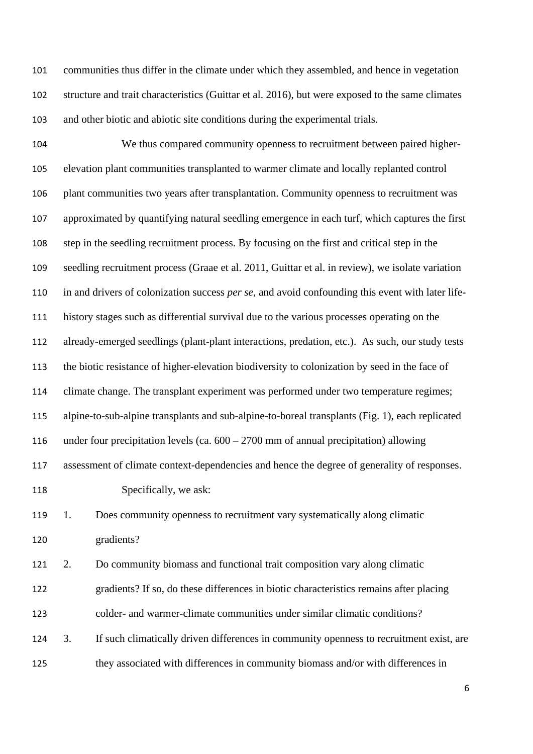communities thus differ in the climate under which they assembled, and hence in vegetation structure and trait characteristics (Guittar et al. 2016), but were exposed to the same climates and other biotic and abiotic site conditions during the experimental trials.

We thus compared community openness to recruitment between paired higher-elevation plant communities transplanted to warmer climate and locally replanted control plant communities two years after transplantation. Community openness to recruitment was approximated by quantifying natural seedling emergence in each turf, which captures the first step in the seedling recruitment process. By focusing on the first and critical step in the seedling recruitment process (Graae et al. 2011, Guittar et al. in review), we isolate variation in and drivers of colonization success *per se*, and avoid confounding this event with later life-history stages such as differential survival due to the various processes operating on the already-emerged seedlings (plant-plant interactions, predation, etc.). As such, our study tests the biotic resistance of higher-elevation biodiversity to colonization by seed in the face of climate change. The transplant experiment was performed under two temperature regimes; alpine-to-sub-alpine transplants and sub-alpine-to-boreal transplants (Fig. 1), each replicated under four precipitation levels (ca. 600 – 2700 mm of annual precipitation) allowing assessment of climate context-dependencies and hence the degree of generality of responses.

Specifically, we ask:

1. Does community openness to recruitment vary systematically along climatic gradients?
2. Do community biomass and functional trait composition vary along climatic gradients? If so, do these differences in biotic characteristics remains after placing colder- and warmer-climate communities under similar climatic conditions?
3. If such climatically driven differences in community openness to recruitment exist, are they associated with differences in community biomass and/or with differences in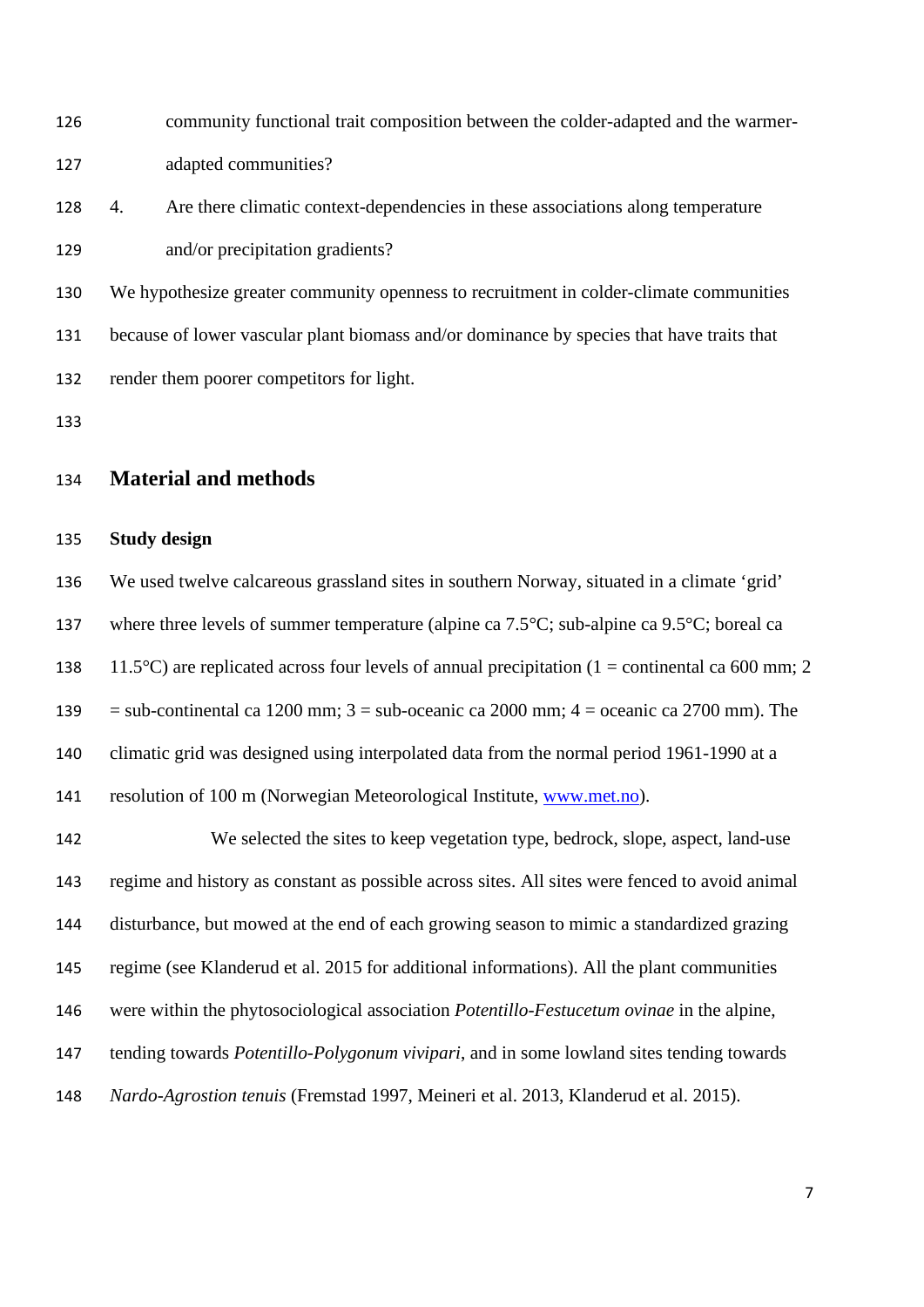community functional trait composition between the colder-adapted and the warmer-adapted communities?

4. Are there climatic context-dependencies in these associations along temperature and/or precipitation gradients?

We hypothesize greater community openness to recruitment in colder-climate communities because of lower vascular plant biomass and/or dominance by species that have traits that render them poorer competitors for light.

## Material and methods

### Study design

We used twelve calcareous grassland sites in southern Norway, situated in a climate 'grid' where three levels of summer temperature (alpine ca 7.5°C; sub-alpine ca 9.5°C; boreal ca 11.5°C) are replicated across four levels of annual precipitation (1 = continental ca 600 mm; 2 = sub-continental ca 1200 mm; 3 = sub-oceanic ca 2000 mm; 4 = oceanic ca 2700 mm). The climatic grid was designed using interpolated data from the normal period 1961-1990 at a resolution of 100 m (Norwegian Meteorological Institute, www.met.no).

We selected the sites to keep vegetation type, bedrock, slope, aspect, land-use regime and history as constant as possible across sites. All sites were fenced to avoid animal disturbance, but mowed at the end of each growing season to mimic a standardized grazing regime (see Klanderud et al. 2015 for additional informations). All the plant communities were within the phytosociological association *Potentillo-Festucetum ovinae* in the alpine, tending towards *Potentillo-Polygonum vivipari*, and in some lowland sites tending towards *Nardo-Agrostion tenuis* (Fremstad 1997, Meineri et al. 2013, Klanderud et al. 2015).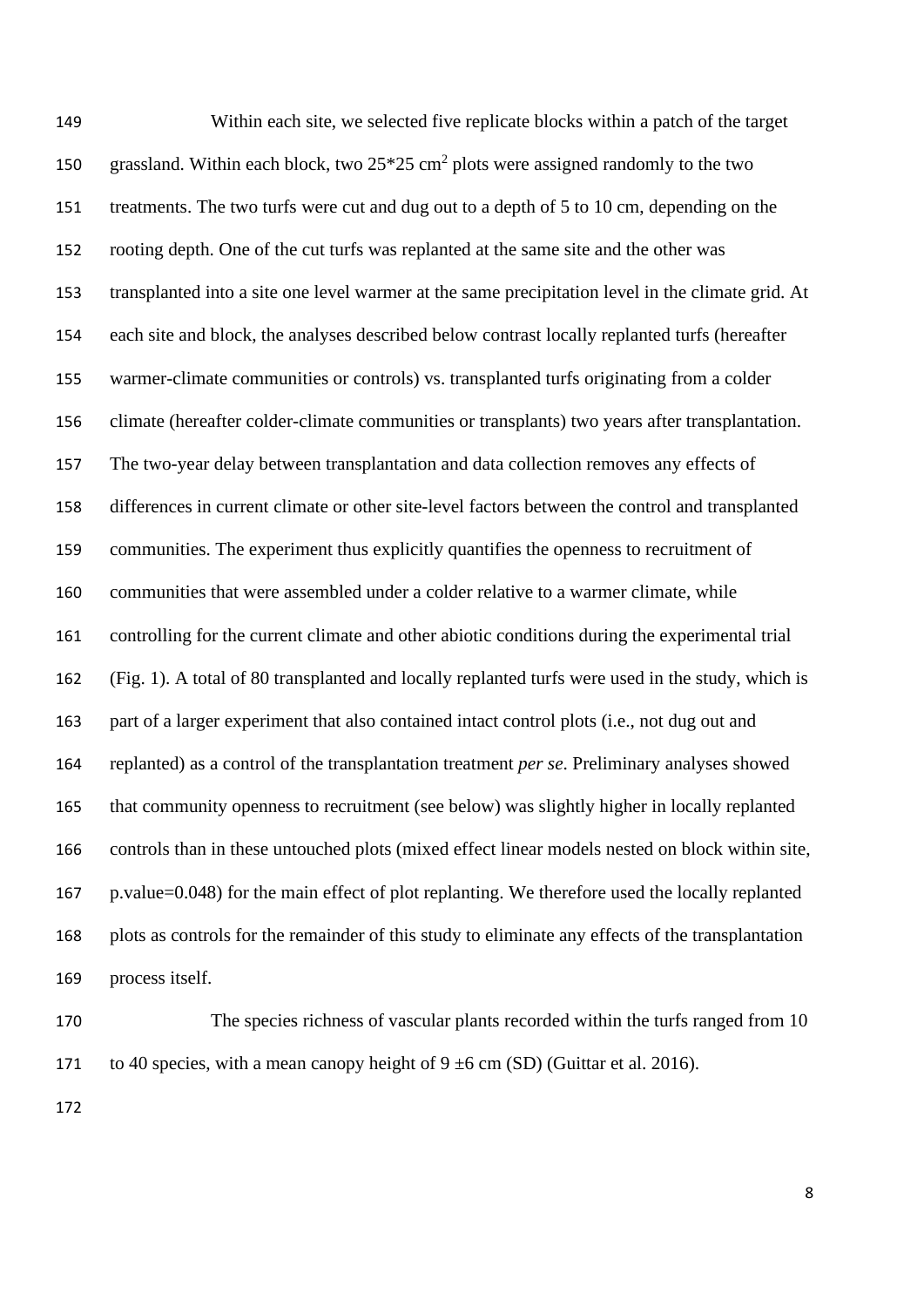Within each site, we selected five replicate blocks within a patch of the target grassland. Within each block, two 25*25 $cm^2$ plots were assigned randomly to the two treatments. The two turfs were cut and dug out to a depth of 5 to 10 cm, depending on the rooting depth. One of the cut turfs was replanted at the same site and the other was transplanted into a site one level warmer at the same precipitation level in the climate grid. At each site and block, the analyses described below contrast locally replanted turfs (hereafter warmer-climate communities or controls) vs. transplanted turfs originating from a colder climate (hereafter colder-climate communities or transplants) two years after transplantation. The two-year delay between transplantation and data collection removes any effects of differences in current climate or other site-level factors between the control and transplanted communities. The experiment thus explicitly quantifies the openness to recruitment of communities that were assembled under a colder relative to a warmer climate, while controlling for the current climate and other abiotic conditions during the experimental trial (Fig. 1). A total of 80 transplanted and locally replanted turfs were used in the study, which is part of a larger experiment that also contained intact control plots (i.e., not dug out and replanted) as a control of the transplantation treatment *per se*. Preliminary analyses showed that community openness to recruitment (see below) was slightly higher in locally replanted controls than in these untouched plots (mixed effect linear models nested on block within site, p.value=0.048) for the main effect of plot replanting. We therefore used the locally replanted plots as controls for the remainder of this study to eliminate any effects of the transplantation process itself.

The species richness of vascular plants recorded within the turfs ranged from 10 to 40 species, with a mean canopy height of 9 ±6 cm (SD) (Guittar et al. 2016).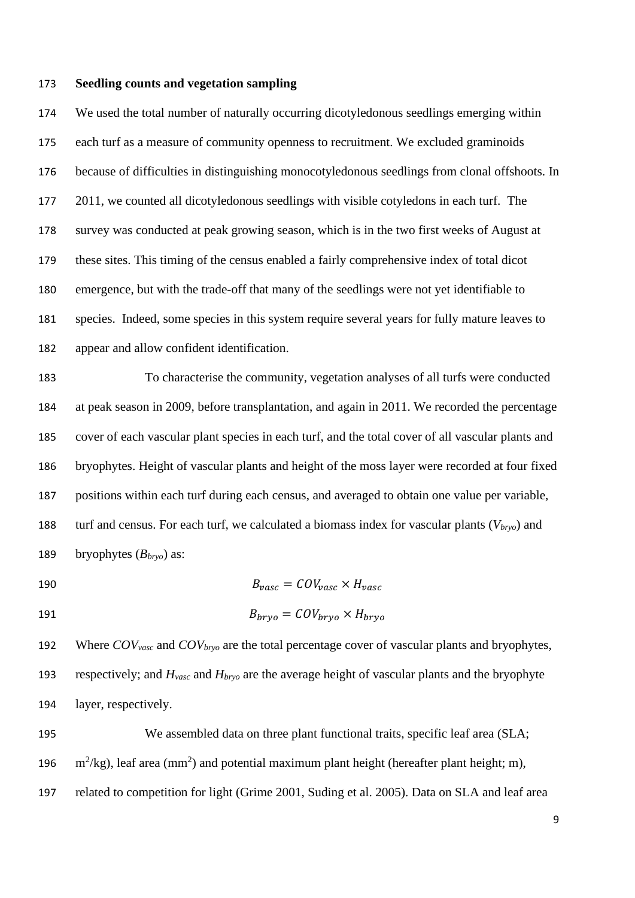**Seedling counts and vegetation sampling**

We used the total number of naturally occurring dicotyledonous seedlings emerging within each turf as a measure of community openness to recruitment. We excluded graminoids because of difficulties in distinguishing monocotyledonous seedlings from clonal offshoots. In 2011, we counted all dicotyledonous seedlings with visible cotyledons in each turf. The survey was conducted at peak growing season, which is in the two first weeks of August at these sites. This timing of the census enabled a fairly comprehensive index of total dicot emergence, but with the trade-off that many of the seedlings were not yet identifiable to species. Indeed, some species in this system require several years for fully mature leaves to appear and allow confident identification.

To characterise the community, vegetation analyses of all turfs were conducted at peak season in 2009, before transplantation, and again in 2011. We recorded the percentage cover of each vascular plant species in each turf, and the total cover of all vascular plants and bryophytes. Height of vascular plants and height of the moss layer were recorded at four fixed positions within each turf during each census, and averaged to obtain one value per variable, turf and census. For each turf, we calculated a biomass index for vascular plants ($V_{bryo}$) and bryophytes ($B_{bryo}$) as:

$$B_{vasc} = COV_{vasc} \times H_{vasc}$$

$$B_{bryo} = COV_{bryo} \times H_{bryo}$$

Where $COV_{vasc}$ and $COV_{bryo}$ are the total percentage cover of vascular plants and bryophytes, respectively; and $H_{vasc}$ and $H_{bryo}$ are the average height of vascular plants and the bryophyte layer, respectively.

We assembled data on three plant functional traits, specific leaf area (SLA; $m^2$/kg), leaf area ($mm^2$) and potential maximum plant height (hereafter plant height; m), related to competition for light (Grime 2001, Suding et al. 2005). Data on SLA and leaf area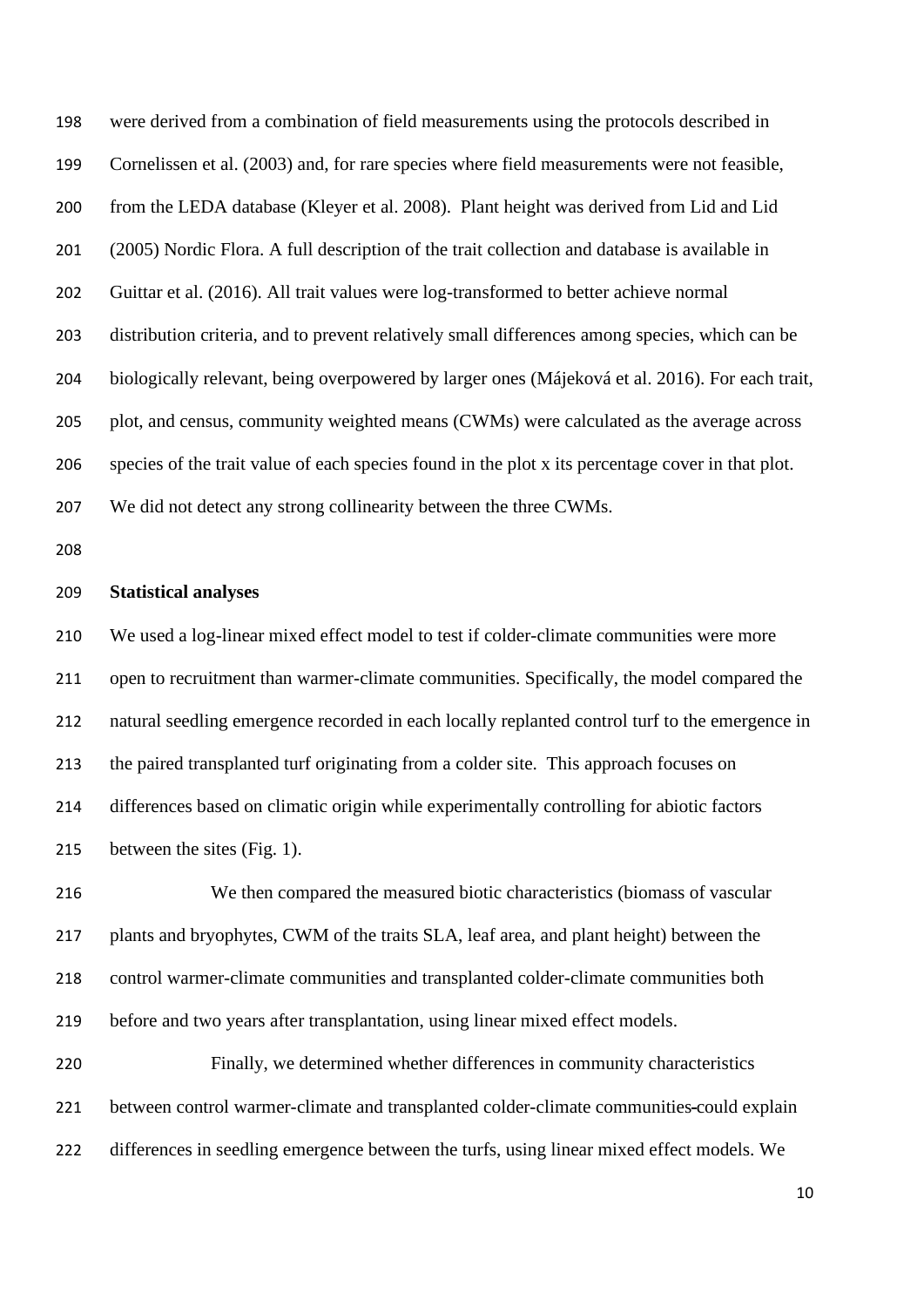were derived from a combination of field measurements using the protocols described in Cornelissen et al. (2003) and, for rare species where field measurements were not feasible, from the LEDA database (Kleyer et al. 2008). Plant height was derived from Lid and Lid (2005) Nordic Flora. A full description of the trait collection and database is available in Guittar et al. (2016). All trait values were log-transformed to better achieve normal distribution criteria, and to prevent relatively small differences among species, which can be biologically relevant, being overpowered by larger ones (Májeková et al. 2016). For each trait, plot, and census, community weighted means (CWMs) were calculated as the average across species of the trait value of each species found in the plot x its percentage cover in that plot. We did not detect any strong collinearity between the three CWMs.

**Statistical analyses**

We used a log-linear mixed effect model to test if colder-climate communities were more open to recruitment than warmer-climate communities. Specifically, the model compared the natural seedling emergence recorded in each locally replanted control turf to the emergence in the paired transplanted turf originating from a colder site. This approach focuses on differences based on climatic origin while experimentally controlling for abiotic factors between the sites (Fig. 1).

We then compared the measured biotic characteristics (biomass of vascular plants and bryophytes, CWM of the traits SLA, leaf area, and plant height) between the control warmer-climate communities and transplanted colder-climate communities both before and two years after transplantation, using linear mixed effect models.

Finally, we determined whether differences in community characteristics between control warmer-climate and transplanted colder-climate communities could explain differences in seedling emergence between the turfs, using linear mixed effect models. We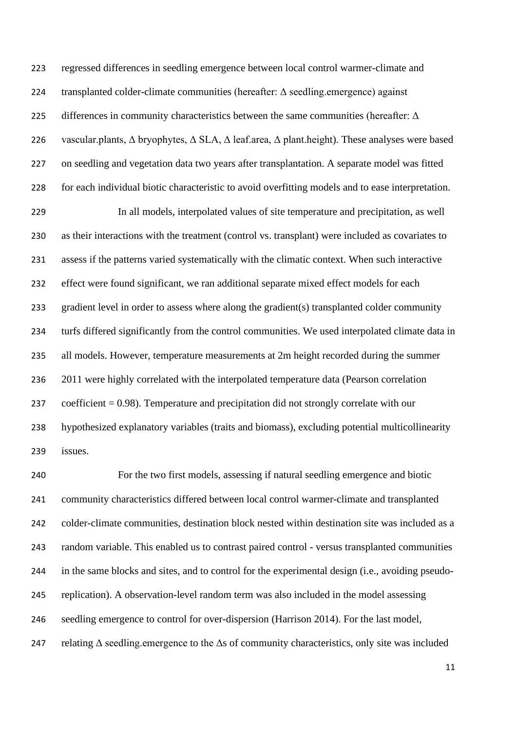regressed differences in seedling emergence between local control warmer-climate and transplanted colder-climate communities (hereafter: Δ seedling.emergence) against differences in community characteristics between the same communities (hereafter: Δ vascular.plants, Δ bryophytes, Δ SLA, Δ leaf.area, Δ plant.height). These analyses were based on seedling and vegetation data two years after transplantation. A separate model was fitted for each individual biotic characteristic to avoid overfitting models and to ease interpretation.

In all models, interpolated values of site temperature and precipitation, as well as their interactions with the treatment (control vs. transplant) were included as covariates to assess if the patterns varied systematically with the climatic context. When such interactive effect were found significant, we ran additional separate mixed effect models for each gradient level in order to assess where along the gradient(s) transplanted colder community turfs differed significantly from the control communities. We used interpolated climate data in all models. However, temperature measurements at 2m height recorded during the summer 2011 were highly correlated with the interpolated temperature data (Pearson correlation coefficient = 0.98). Temperature and precipitation did not strongly correlate with our hypothesized explanatory variables (traits and biomass), excluding potential multicollinearity issues.

For the two first models, assessing if natural seedling emergence and biotic community characteristics differed between local control warmer-climate and transplanted colder-climate communities, destination block nested within destination site was included as a random variable. This enabled us to contrast paired control - versus transplanted communities in the same blocks and sites, and to control for the experimental design (i.e., avoiding pseudo-replication). A observation-level random term was also included in the model assessing seedling emergence to control for over-dispersion (Harrison 2014). For the last model, relating Δ seedling.emergence to the Δs of community characteristics, only site was included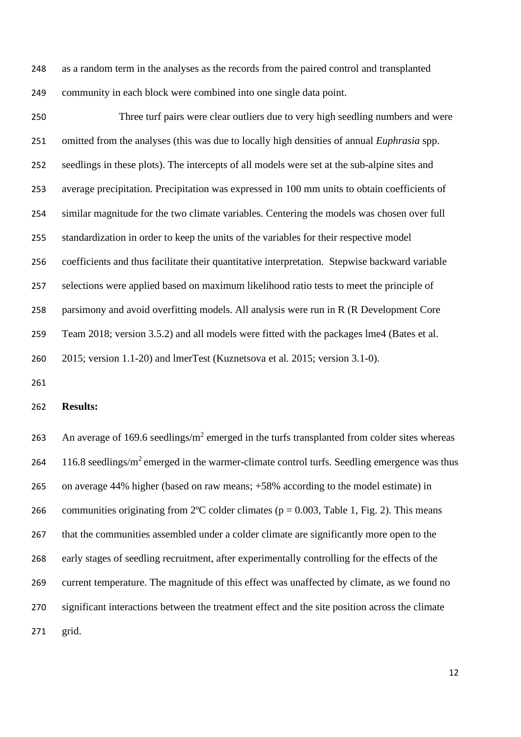as a random term in the analyses as the records from the paired control and transplanted community in each block were combined into one single data point.

Three turf pairs were clear outliers due to very high seedling numbers and were omitted from the analyses (this was due to locally high densities of annual *Euphrasia* spp. seedlings in these plots). The intercepts of all models were set at the sub-alpine sites and average precipitation. Precipitation was expressed in 100 mm units to obtain coefficients of similar magnitude for the two climate variables. Centering the models was chosen over full standardization in order to keep the units of the variables for their respective model coefficients and thus facilitate their quantitative interpretation. Stepwise backward variable selections were applied based on maximum likelihood ratio tests to meet the principle of parsimony and avoid overfitting models. All analysis were run in R (R Development Core Team 2018; version 3.5.2) and all models were fitted with the packages lme4 (Bates et al. 2015; version 1.1-20) and lmerTest (Kuznetsova et al. 2015; version 3.1-0).

**Results:**

An average of 169.6 seedlings/$m^2$ emerged in the turfs transplanted from colder sites whereas 116.8 seedlings/$m^2$ emerged in the warmer-climate control turfs. Seedling emergence was thus on average 44% higher (based on raw means; +58% according to the model estimate) in communities originating from 2ºC colder climates ($p = 0.003$, Table 1, Fig. 2). This means that the communities assembled under a colder climate are significantly more open to the early stages of seedling recruitment, after experimentally controlling for the effects of the current temperature. The magnitude of this effect was unaffected by climate, as we found no significant interactions between the treatment effect and the site position across the climate grid.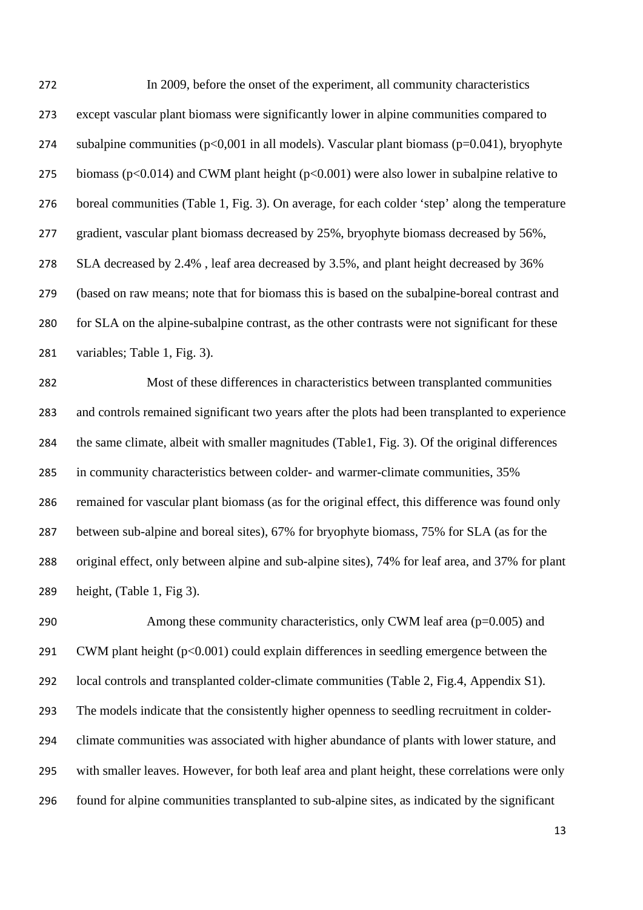In 2009, before the onset of the experiment, all community characteristics except vascular plant biomass were significantly lower in alpine communities compared to subalpine communities ($p<0,001$ in all models). Vascular plant biomass ($p=0.041$), bryophyte biomass ($p<0.014$) and CWM plant height ($p<0.001$) were also lower in subalpine relative to boreal communities (Table 1, Fig. 3). On average, for each colder 'step' along the temperature gradient, vascular plant biomass decreased by 25%, bryophyte biomass decreased by 56%, SLA decreased by 2.4% , leaf area decreased by 3.5%, and plant height decreased by 36% (based on raw means; note that for biomass this is based on the subalpine-boreal contrast and for SLA on the alpine-subalpine contrast, as the other contrasts were not significant for these variables; Table 1, Fig. 3).

Most of these differences in characteristics between transplanted communities and controls remained significant two years after the plots had been transplanted to experience the same climate, albeit with smaller magnitudes (Table1, Fig. 3). Of the original differences in community characteristics between colder- and warmer-climate communities, 35% remained for vascular plant biomass (as for the original effect, this difference was found only between sub-alpine and boreal sites), 67% for bryophyte biomass, 75% for SLA (as for the original effect, only between alpine and sub-alpine sites), 74% for leaf area, and 37% for plant height, (Table 1, Fig 3).

Among these community characteristics, only CWM leaf area ($p=0.005$) and CWM plant height ($p<0.001$) could explain differences in seedling emergence between the local controls and transplanted colder-climate communities (Table 2, Fig.4, Appendix S1). The models indicate that the consistently higher openness to seedling recruitment in colder-climate communities was associated with higher abundance of plants with lower stature, and with smaller leaves. However, for both leaf area and plant height, these correlations were only found for alpine communities transplanted to sub-alpine sites, as indicated by the significant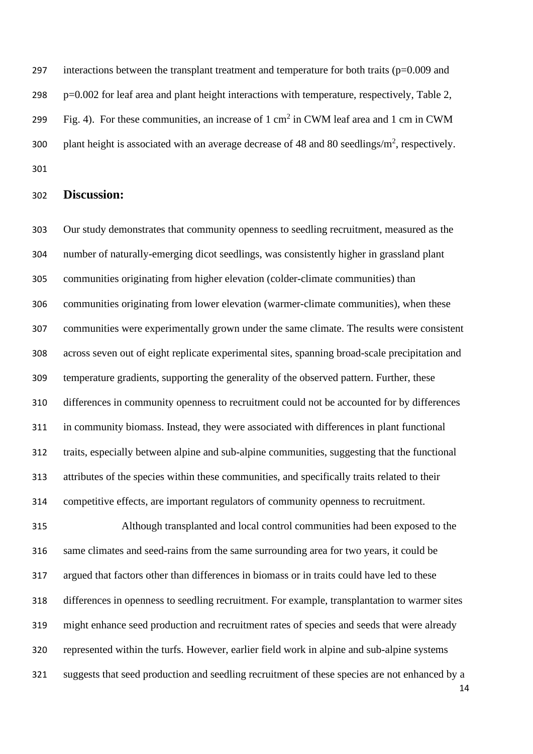interactions between the transplant treatment and temperature for both traits (p=0.009 and p=0.002 for leaf area and plant height interactions with temperature, respectively, Table 2, Fig. 4). For these communities, an increase of 1 $cm^2$ in CWM leaf area and 1 cm in CWM plant height is associated with an average decrease of 48 and 80 seedlings/$m^2$, respectively.

## Discussion:

Our study demonstrates that community openness to seedling recruitment, measured as the number of naturally-emerging dicot seedlings, was consistently higher in grassland plant communities originating from higher elevation (colder-climate communities) than communities originating from lower elevation (warmer-climate communities), when these communities were experimentally grown under the same climate. The results were consistent across seven out of eight replicate experimental sites, spanning broad-scale precipitation and temperature gradients, supporting the generality of the observed pattern. Further, these differences in community openness to recruitment could not be accounted for by differences in community biomass. Instead, they were associated with differences in plant functional traits, especially between alpine and sub-alpine communities, suggesting that the functional attributes of the species within these communities, and specifically traits related to their competitive effects, are important regulators of community openness to recruitment.

Although transplanted and local control communities had been exposed to the same climates and seed-rains from the same surrounding area for two years, it could be argued that factors other than differences in biomass or in traits could have led to these differences in openness to seedling recruitment. For example, transplantation to warmer sites might enhance seed production and recruitment rates of species and seeds that were already represented within the turfs. However, earlier field work in alpine and sub-alpine systems suggests that seed production and seedling recruitment of these species are not enhanced by a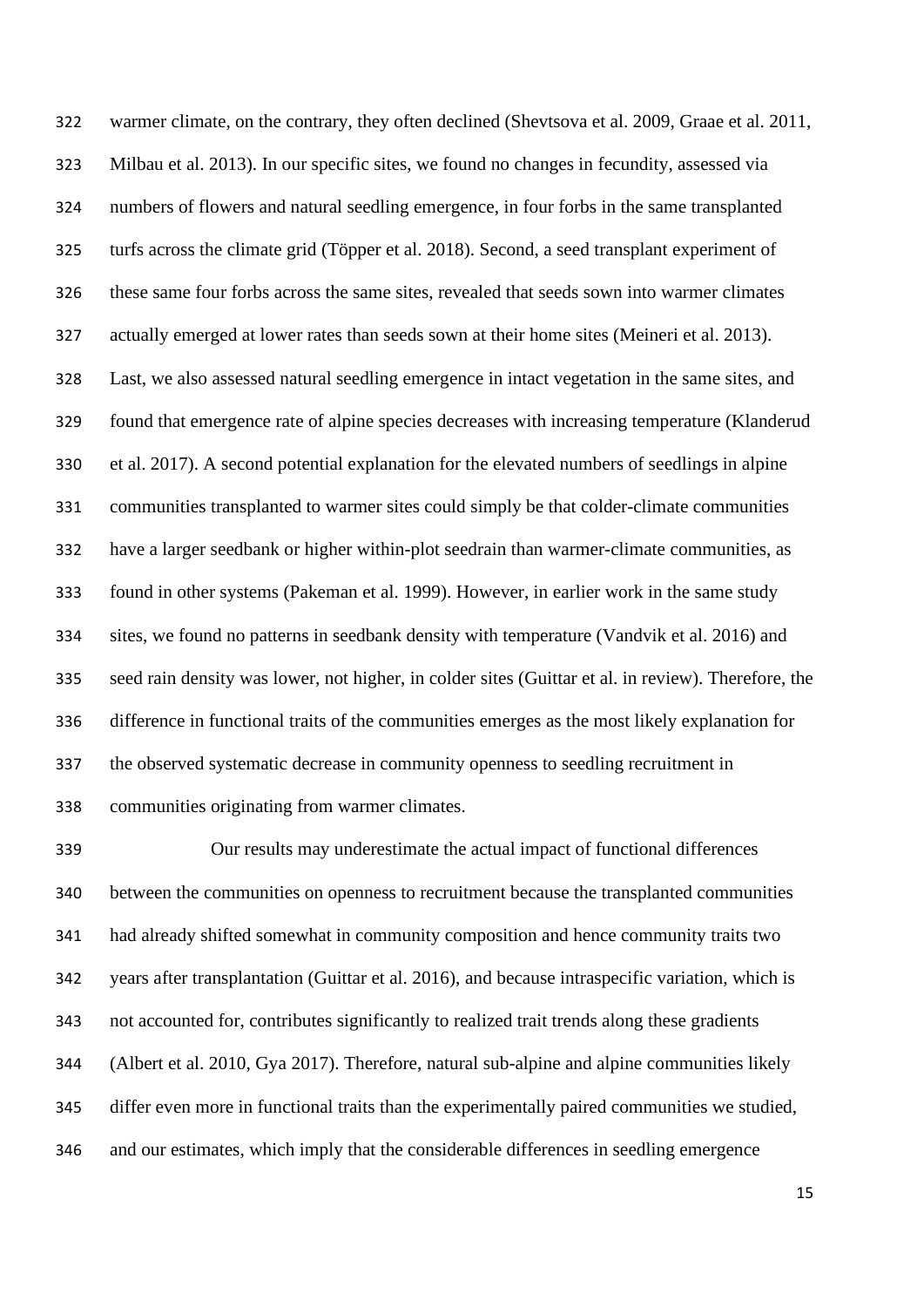warmer climate, on the contrary, they often declined (Shevtsova et al. 2009, Graae et al. 2011, Milbau et al. 2013). In our specific sites, we found no changes in fecundity, assessed via numbers of flowers and natural seedling emergence, in four forbs in the same transplanted turfs across the climate grid (Töpper et al. 2018). Second, a seed transplant experiment of these same four forbs across the same sites, revealed that seeds sown into warmer climates actually emerged at lower rates than seeds sown at their home sites (Meineri et al. 2013). Last, we also assessed natural seedling emergence in intact vegetation in the same sites, and found that emergence rate of alpine species decreases with increasing temperature (Klanderud et al. 2017). A second potential explanation for the elevated numbers of seedlings in alpine communities transplanted to warmer sites could simply be that colder-climate communities have a larger seedbank or higher within-plot seedrain than warmer-climate communities, as found in other systems (Pakeman et al. 1999). However, in earlier work in the same study sites, we found no patterns in seedbank density with temperature (Vandvik et al. 2016) and seed rain density was lower, not higher, in colder sites (Guittar et al. in review). Therefore, the difference in functional traits of the communities emerges as the most likely explanation for the observed systematic decrease in community openness to seedling recruitment in communities originating from warmer climates.

Our results may underestimate the actual impact of functional differences between the communities on openness to recruitment because the transplanted communities had already shifted somewhat in community composition and hence community traits two years after transplantation (Guittar et al. 2016), and because intraspecific variation, which is not accounted for, contributes significantly to realized trait trends along these gradients (Albert et al. 2010, Gya 2017). Therefore, natural sub-alpine and alpine communities likely differ even more in functional traits than the experimentally paired communities we studied, and our estimates, which imply that the considerable differences in seedling emergence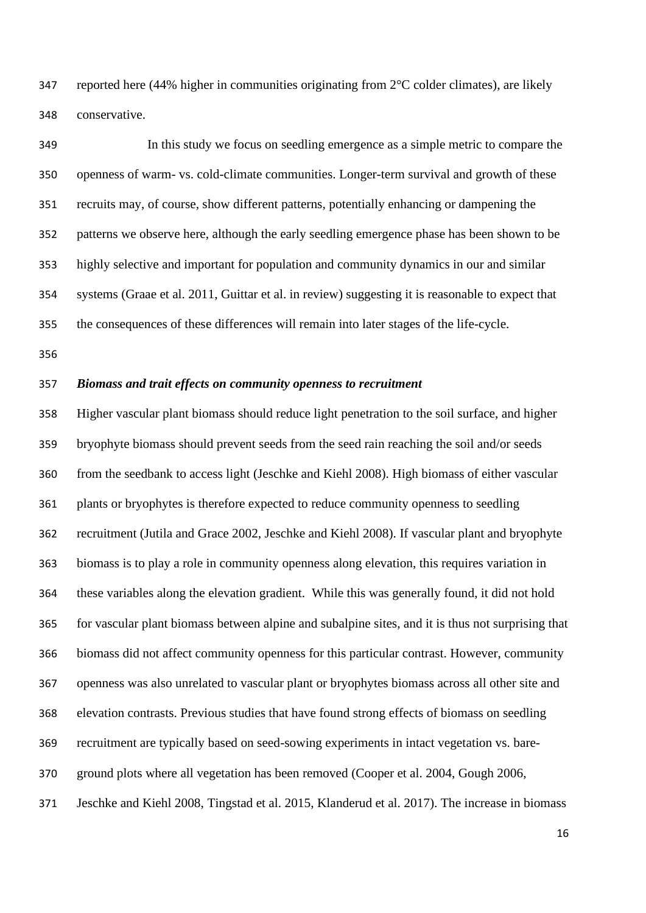reported here (44% higher in communities originating from 2°C colder climates), are likely conservative.

In this study we focus on seedling emergence as a simple metric to compare the openness of warm- vs. cold-climate communities. Longer-term survival and growth of these recruits may, of course, show different patterns, potentially enhancing or dampening the patterns we observe here, although the early seedling emergence phase has been shown to be highly selective and important for population and community dynamics in our and similar systems (Graae et al. 2011, Guittar et al. in review) suggesting it is reasonable to expect that the consequences of these differences will remain into later stages of the life-cycle.

### *Biomass and trait effects on community openness to recruitment*

Higher vascular plant biomass should reduce light penetration to the soil surface, and higher bryophyte biomass should prevent seeds from the seed rain reaching the soil and/or seeds from the seedbank to access light (Jeschke and Kiehl 2008). High biomass of either vascular plants or bryophytes is therefore expected to reduce community openness to seedling recruitment (Jutila and Grace 2002, Jeschke and Kiehl 2008). If vascular plant and bryophyte biomass is to play a role in community openness along elevation, this requires variation in these variables along the elevation gradient. While this was generally found, it did not hold for vascular plant biomass between alpine and subalpine sites, and it is thus not surprising that biomass did not affect community openness for this particular contrast. However, community openness was also unrelated to vascular plant or bryophytes biomass across all other site and elevation contrasts. Previous studies that have found strong effects of biomass on seedling recruitment are typically based on seed-sowing experiments in intact vegetation vs. bare-ground plots where all vegetation has been removed (Cooper et al. 2004, Gough 2006, Jeschke and Kiehl 2008, Tingstad et al. 2015, Klanderud et al. 2017). The increase in biomass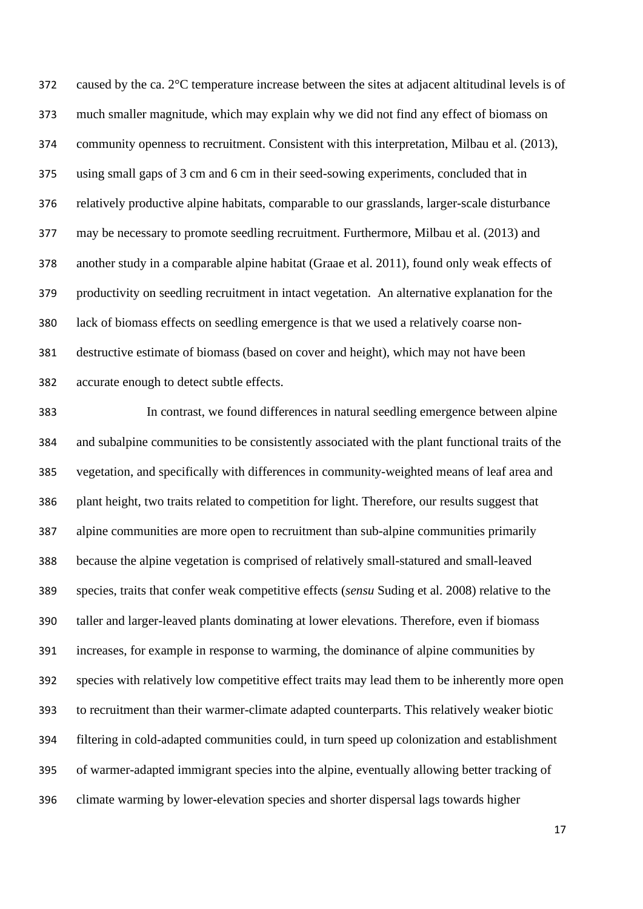caused by the ca. 2°C temperature increase between the sites at adjacent altitudinal levels is of much smaller magnitude, which may explain why we did not find any effect of biomass on community openness to recruitment. Consistent with this interpretation, Milbau et al. (2013), using small gaps of 3 cm and 6 cm in their seed-sowing experiments, concluded that in relatively productive alpine habitats, comparable to our grasslands, larger-scale disturbance may be necessary to promote seedling recruitment. Furthermore, Milbau et al. (2013) and another study in a comparable alpine habitat (Graae et al. 2011), found only weak effects of productivity on seedling recruitment in intact vegetation. An alternative explanation for the lack of biomass effects on seedling emergence is that we used a relatively coarse non-destructive estimate of biomass (based on cover and height), which may not have been accurate enough to detect subtle effects.

In contrast, we found differences in natural seedling emergence between alpine and subalpine communities to be consistently associated with the plant functional traits of the vegetation, and specifically with differences in community-weighted means of leaf area and plant height, two traits related to competition for light. Therefore, our results suggest that alpine communities are more open to recruitment than sub-alpine communities primarily because the alpine vegetation is comprised of relatively small-statured and small-leaved species, traits that confer weak competitive effects (*sensu* Suding et al. 2008) relative to the taller and larger-leaved plants dominating at lower elevations. Therefore, even if biomass increases, for example in response to warming, the dominance of alpine communities by species with relatively low competitive effect traits may lead them to be inherently more open to recruitment than their warmer-climate adapted counterparts. This relatively weaker biotic filtering in cold-adapted communities could, in turn speed up colonization and establishment of warmer-adapted immigrant species into the alpine, eventually allowing better tracking of climate warming by lower-elevation species and shorter dispersal lags towards higher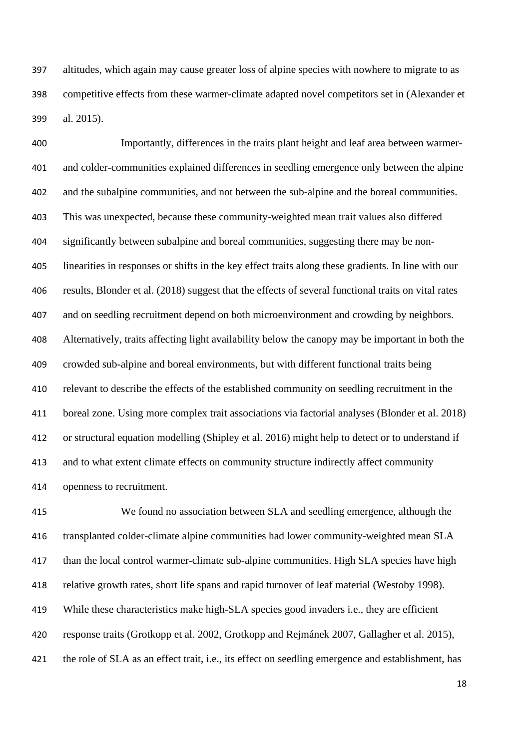altitudes, which again may cause greater loss of alpine species with nowhere to migrate to as competitive effects from these warmer-climate adapted novel competitors set in (Alexander et al. 2015).

Importantly, differences in the traits plant height and leaf area between warmer- and colder-communities explained differences in seedling emergence only between the alpine and the subalpine communities, and not between the sub-alpine and the boreal communities. This was unexpected, because these community-weighted mean trait values also differed significantly between subalpine and boreal communities, suggesting there may be non-linearities in responses or shifts in the key effect traits along these gradients. In line with our results, Blonder et al. (2018) suggest that the effects of several functional traits on vital rates and on seedling recruitment depend on both microenvironment and crowding by neighbors. Alternatively, traits affecting light availability below the canopy may be important in both the crowded sub-alpine and boreal environments, but with different functional traits being relevant to describe the effects of the established community on seedling recruitment in the boreal zone. Using more complex trait associations via factorial analyses (Blonder et al. 2018) or structural equation modelling (Shipley et al. 2016) might help to detect or to understand if and to what extent climate effects on community structure indirectly affect community openness to recruitment.

We found no association between SLA and seedling emergence, although the transplanted colder-climate alpine communities had lower community-weighted mean SLA than the local control warmer-climate sub-alpine communities. High SLA species have high relative growth rates, short life spans and rapid turnover of leaf material (Westoby 1998). While these characteristics make high-SLA species good invaders i.e., they are efficient response traits (Grotkopp et al. 2002, Grotkopp and Rejmánek 2007, Gallagher et al. 2015), the role of SLA as an effect trait, i.e., its effect on seedling emergence and establishment, has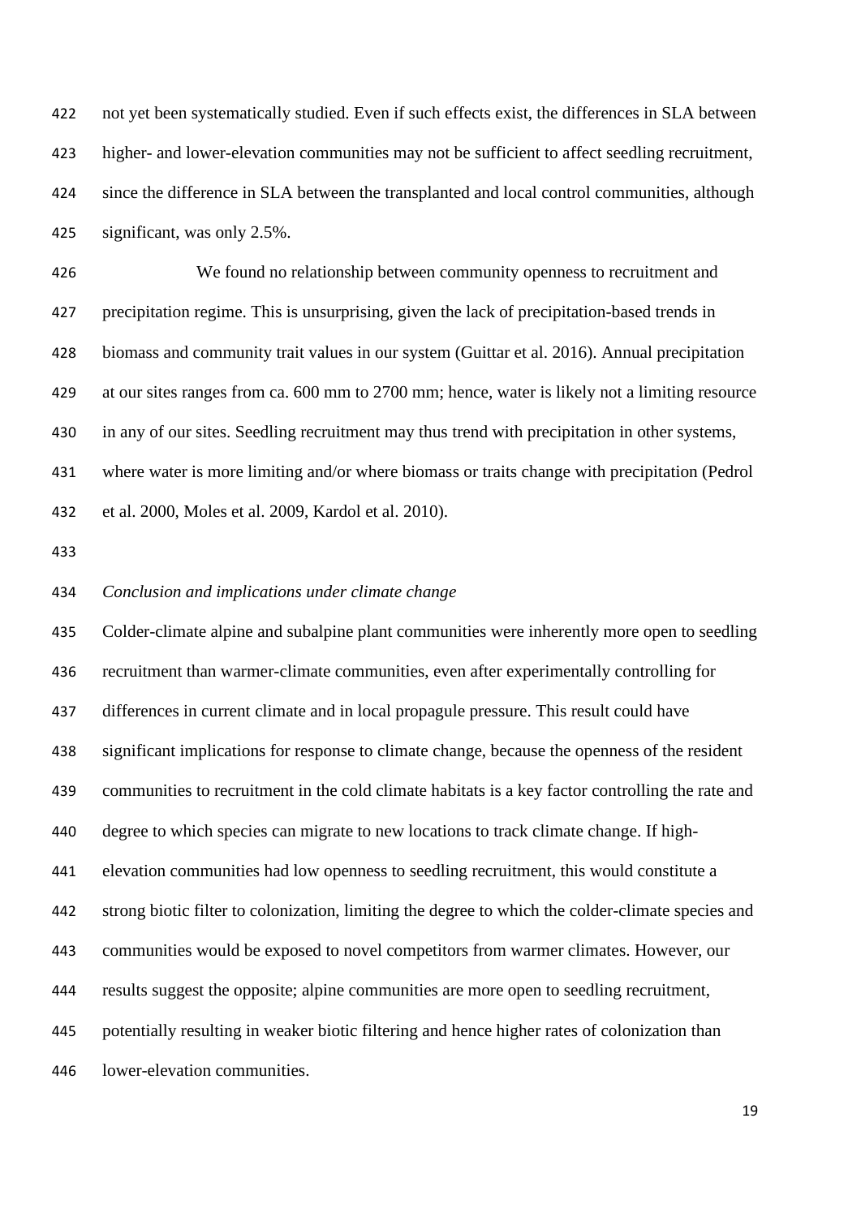not yet been systematically studied. Even if such effects exist, the differences in SLA between higher- and lower-elevation communities may not be sufficient to affect seedling recruitment, since the difference in SLA between the transplanted and local control communities, although significant, was only 2.5%.

We found no relationship between community openness to recruitment and precipitation regime. This is unsurprising, given the lack of precipitation-based trends in biomass and community trait values in our system (Guittar et al. 2016). Annual precipitation at our sites ranges from ca. 600 mm to 2700 mm; hence, water is likely not a limiting resource in any of our sites. Seedling recruitment may thus trend with precipitation in other systems, where water is more limiting and/or where biomass or traits change with precipitation (Pedrol et al. 2000, Moles et al. 2009, Kardol et al. 2010).

*Conclusion and implications under climate change*

Colder-climate alpine and subalpine plant communities were inherently more open to seedling recruitment than warmer-climate communities, even after experimentally controlling for differences in current climate and in local propagule pressure. This result could have significant implications for response to climate change, because the openness of the resident communities to recruitment in the cold climate habitats is a key factor controlling the rate and degree to which species can migrate to new locations to track climate change. If high-elevation communities had low openness to seedling recruitment, this would constitute a strong biotic filter to colonization, limiting the degree to which the colder-climate species and communities would be exposed to novel competitors from warmer climates. However, our results suggest the opposite; alpine communities are more open to seedling recruitment, potentially resulting in weaker biotic filtering and hence higher rates of colonization than lower-elevation communities.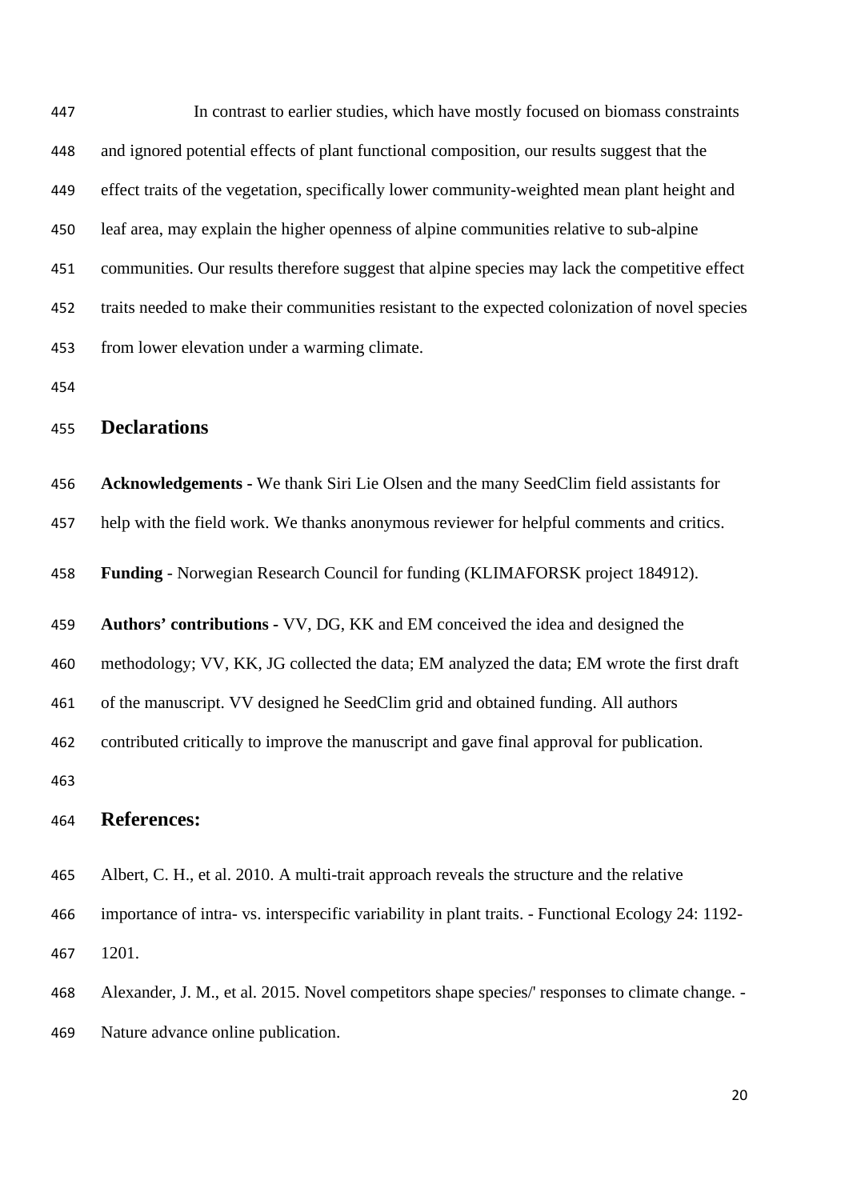In contrast to earlier studies, which have mostly focused on biomass constraints and ignored potential effects of plant functional composition, our results suggest that the effect traits of the vegetation, specifically lower community-weighted mean plant height and leaf area, may explain the higher openness of alpine communities relative to sub-alpine communities. Our results therefore suggest that alpine species may lack the competitive effect traits needed to make their communities resistant to the expected colonization of novel species from lower elevation under a warming climate.

## Declarations

**Acknowledgements -** We thank Siri Lie Olsen and the many SeedClim field assistants for help with the field work. We thanks anonymous reviewer for helpful comments and critics.

**Funding** - Norwegian Research Council for funding (KLIMAFORSK project 184912).

**Authors' contributions -** VV, DG, KK and EM conceived the idea and designed the methodology; VV, KK, JG collected the data; EM analyzed the data; EM wrote the first draft of the manuscript. VV designed he SeedClim grid and obtained funding. All authors contributed critically to improve the manuscript and gave final approval for publication.

## References:

Albert, C. H., et al. 2010. A multi-trait approach reveals the structure and the relative importance of intra- vs. interspecific variability in plant traits. - Functional Ecology 24: 1192-1201.

Alexander, J. M., et al. 2015. Novel competitors shape species/' responses to climate change. - Nature advance online publication.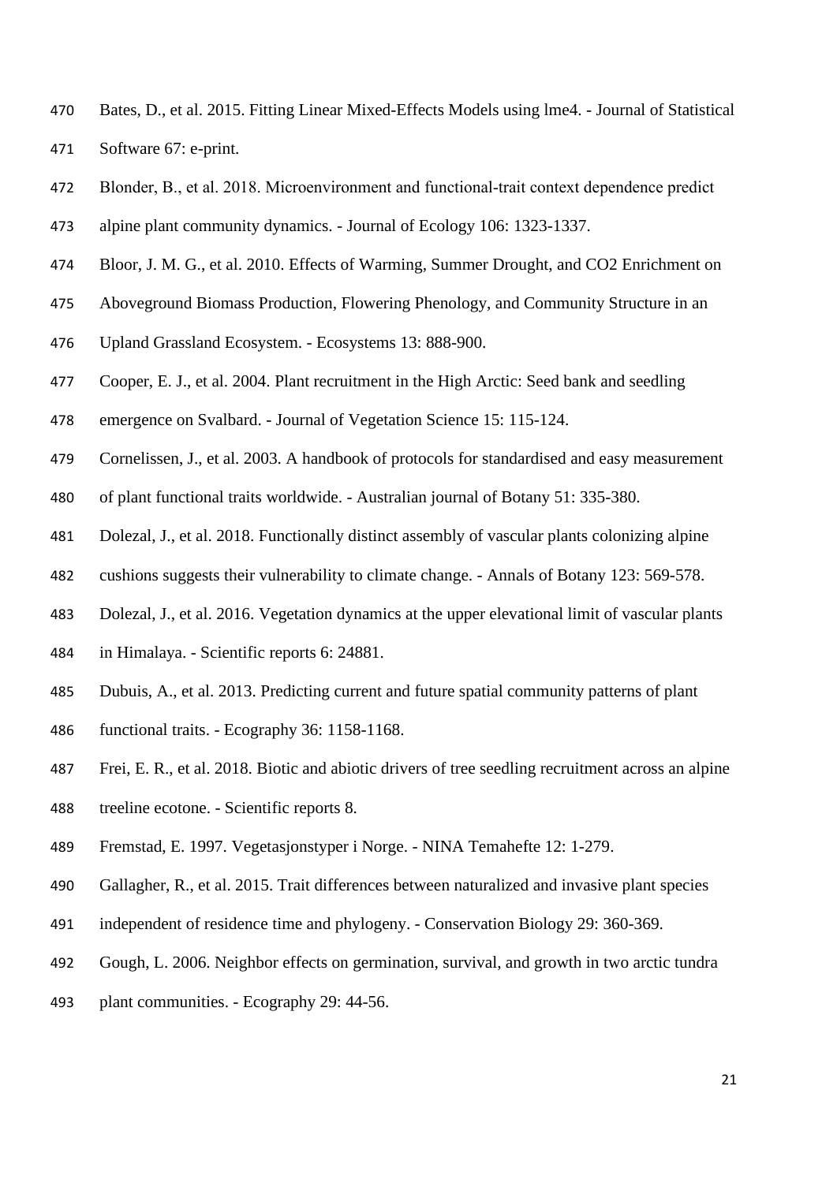Bates, D., et al. 2015. Fitting Linear Mixed-Effects Models using lme4. - Journal of Statistical Software 67: e-print.

Blonder, B., et al. 2018. Microenvironment and functional-trait context dependence predict alpine plant community dynamics. - Journal of Ecology 106: 1323-1337.

Bloor, J. M. G., et al. 2010. Effects of Warming, Summer Drought, and CO2 Enrichment on Aboveground Biomass Production, Flowering Phenology, and Community Structure in an Upland Grassland Ecosystem. - Ecosystems 13: 888-900.

Cooper, E. J., et al. 2004. Plant recruitment in the High Arctic: Seed bank and seedling emergence on Svalbard. - Journal of Vegetation Science 15: 115-124.

Cornelissen, J., et al. 2003. A handbook of protocols for standardised and easy measurement of plant functional traits worldwide. - Australian journal of Botany 51: 335-380.

Dolezal, J., et al. 2018. Functionally distinct assembly of vascular plants colonizing alpine cushions suggests their vulnerability to climate change. - Annals of Botany 123: 569-578.

Dolezal, J., et al. 2016. Vegetation dynamics at the upper elevational limit of vascular plants in Himalaya. - Scientific reports 6: 24881.

Dubuis, A., et al. 2013. Predicting current and future spatial community patterns of plant functional traits. - Ecography 36: 1158-1168.

Frei, E. R., et al. 2018. Biotic and abiotic drivers of tree seedling recruitment across an alpine treeline ecotone. - Scientific reports 8.

Fremstad, E. 1997. Vegetasjonstyper i Norge. - NINA Temahefte 12: 1-279.

Gallagher, R., et al. 2015. Trait differences between naturalized and invasive plant species independent of residence time and phylogeny. - Conservation Biology 29: 360-369.

Gough, L. 2006. Neighbor effects on germination, survival, and growth in two arctic tundra plant communities. - Ecography 29: 44-56.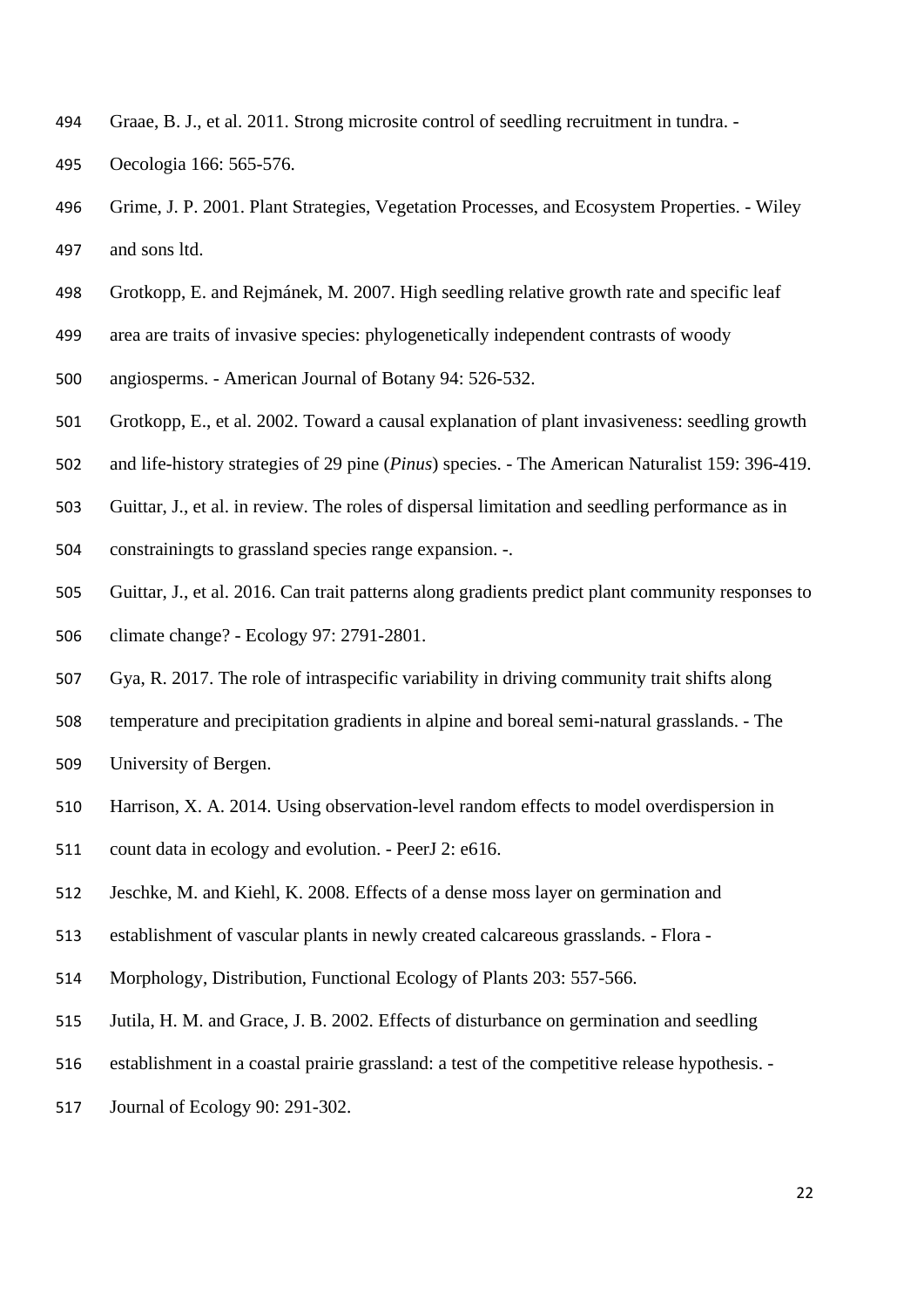Graae, B. J., et al. 2011. Strong microsite control of seedling recruitment in tundra. - Oecologia 166: 565-576.

Grime, J. P. 2001. Plant Strategies, Vegetation Processes, and Ecosystem Properties. - Wiley and sons ltd.

Grotkopp, E. and Rejmánek, M. 2007. High seedling relative growth rate and specific leaf area are traits of invasive species: phylogenetically independent contrasts of woody angiosperms. - American Journal of Botany 94: 526-532.

Grotkopp, E., et al. 2002. Toward a causal explanation of plant invasiveness: seedling growth and life-history strategies of 29 pine (*Pinus*) species. - The American Naturalist 159: 396-419.

Guittar, J., et al. in review. The roles of dispersal limitation and seedling performance as in constrainingts to grassland species range expansion. -.

Guittar, J., et al. 2016. Can trait patterns along gradients predict plant community responses to climate change? - Ecology 97: 2791-2801.

Gya, R. 2017. The role of intraspecific variability in driving community trait shifts along temperature and precipitation gradients in alpine and boreal semi-natural grasslands. - The University of Bergen.

Harrison, X. A. 2014. Using observation-level random effects to model overdispersion in count data in ecology and evolution. - PeerJ 2: e616.

Jeschke, M. and Kiehl, K. 2008. Effects of a dense moss layer on germination and establishment of vascular plants in newly created calcareous grasslands. - Flora - Morphology, Distribution, Functional Ecology of Plants 203: 557-566.

Jutila, H. M. and Grace, J. B. 2002. Effects of disturbance on germination and seedling establishment in a coastal prairie grassland: a test of the competitive release hypothesis. - Journal of Ecology 90: 291-302.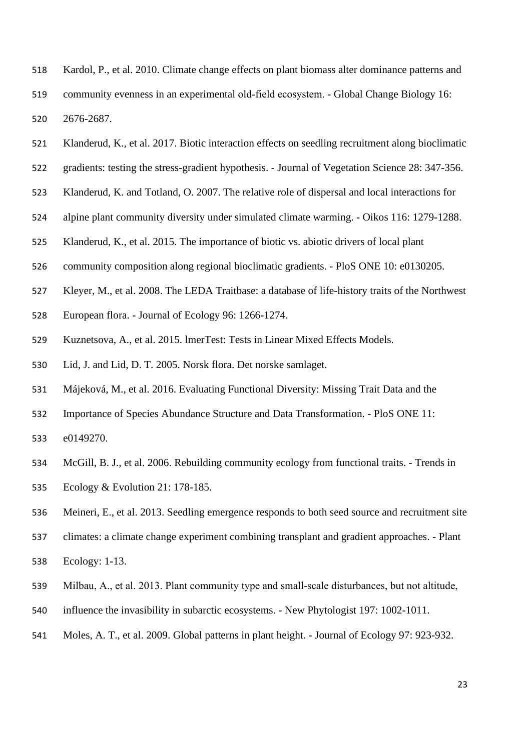Kardol, P., et al. 2010. Climate change effects on plant biomass alter dominance patterns and community evenness in an experimental old-field ecosystem. - Global Change Biology 16: 2676-2687.

Klanderud, K., et al. 2017. Biotic interaction effects on seedling recruitment along bioclimatic gradients: testing the stress-gradient hypothesis. - Journal of Vegetation Science 28: 347-356.

Klanderud, K. and Totland, O. 2007. The relative role of dispersal and local interactions for alpine plant community diversity under simulated climate warming. - Oikos 116: 1279-1288.

Klanderud, K., et al. 2015. The importance of biotic vs. abiotic drivers of local plant community composition along regional bioclimatic gradients. - PloS ONE 10: e0130205.

Kleyer, M., et al. 2008. The LEDA Traitbase: a database of life-history traits of the Northwest European flora. - Journal of Ecology 96: 1266-1274.

Kuznetsova, A., et al. 2015. lmerTest: Tests in Linear Mixed Effects Models.

Lid, J. and Lid, D. T. 2005. Norsk flora. Det norske samlaget.

Májeková, M., et al. 2016. Evaluating Functional Diversity: Missing Trait Data and the Importance of Species Abundance Structure and Data Transformation. - PloS ONE 11: e0149270.

McGill, B. J., et al. 2006. Rebuilding community ecology from functional traits. - Trends in Ecology & Evolution 21: 178-185.

Meineri, E., et al. 2013. Seedling emergence responds to both seed source and recruitment site climates: a climate change experiment combining transplant and gradient approaches. - Plant Ecology: 1-13.

Milbau, A., et al. 2013. Plant community type and small-scale disturbances, but not altitude, influence the invasibility in subarctic ecosystems. - New Phytologist 197: 1002-1011.

Moles, A. T., et al. 2009. Global patterns in plant height. - Journal of Ecology 97: 923-932.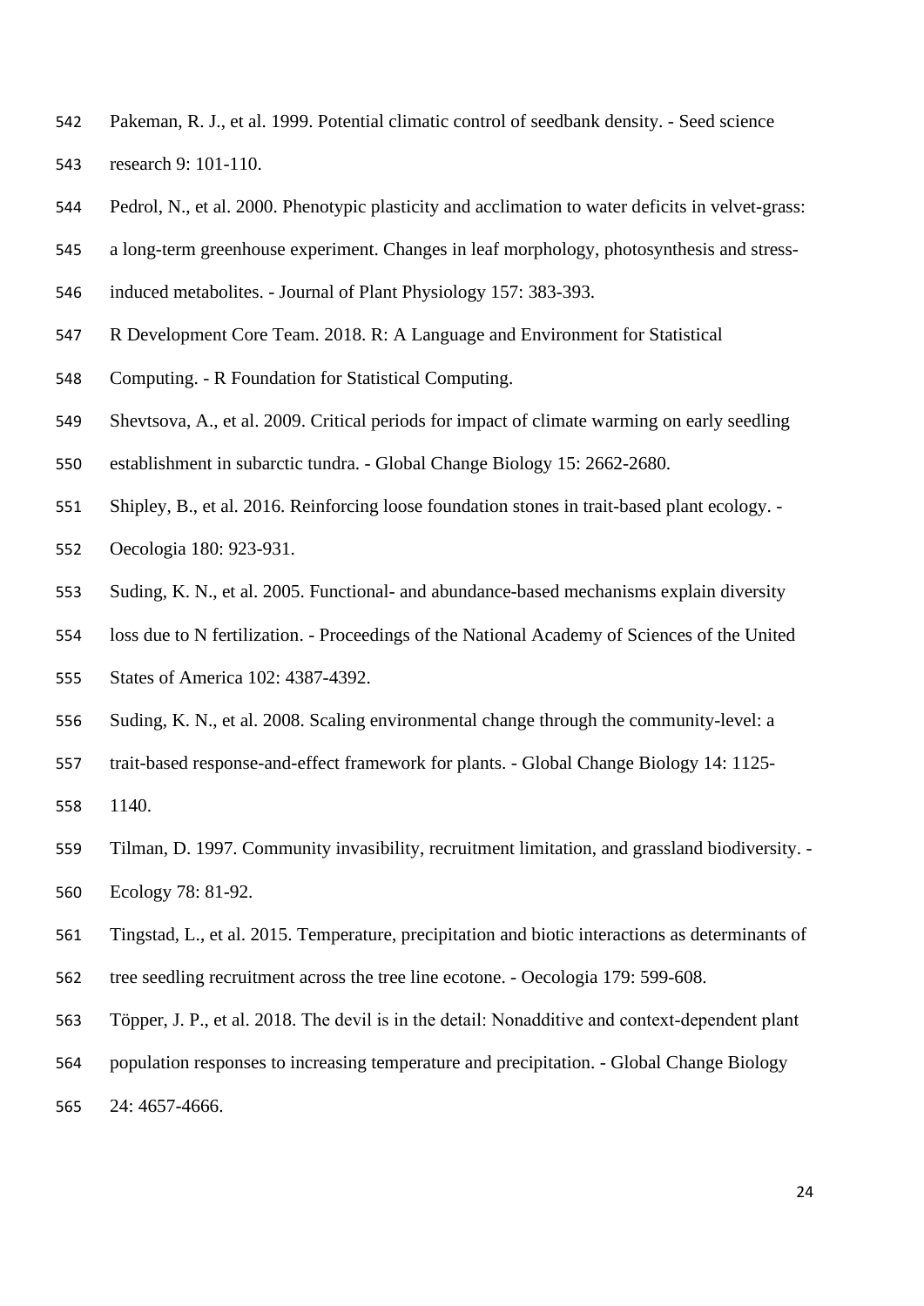Pakeman, R. J., et al. 1999. Potential climatic control of seedbank density. - Seed science research 9: 101-110.

Pedrol, N., et al. 2000. Phenotypic plasticity and acclimation to water deficits in velvet-grass: a long-term greenhouse experiment. Changes in leaf morphology, photosynthesis and stress-induced metabolites. - Journal of Plant Physiology 157: 383-393.

R Development Core Team. 2018. R: A Language and Environment for Statistical Computing. - R Foundation for Statistical Computing.

Shevtsova, A., et al. 2009. Critical periods for impact of climate warming on early seedling establishment in subarctic tundra. - Global Change Biology 15: 2662-2680.

Shipley, B., et al. 2016. Reinforcing loose foundation stones in trait-based plant ecology. - Oecologia 180: 923-931.

Suding, K. N., et al. 2005. Functional- and abundance-based mechanisms explain diversity loss due to N fertilization. - Proceedings of the National Academy of Sciences of the United States of America 102: 4387-4392.

Suding, K. N., et al. 2008. Scaling environmental change through the community-level: a trait-based response-and-effect framework for plants. - Global Change Biology 14: 1125-1140.

Tilman, D. 1997. Community invasibility, recruitment limitation, and grassland biodiversity. - Ecology 78: 81-92.

Tingstad, L., et al. 2015. Temperature, precipitation and biotic interactions as determinants of tree seedling recruitment across the tree line ecotone. - Oecologia 179: 599-608.

Töpper, J. P., et al. 2018. The devil is in the detail: Nonadditive and context-dependent plant population responses to increasing temperature and precipitation. - Global Change Biology 24: 4657-4666.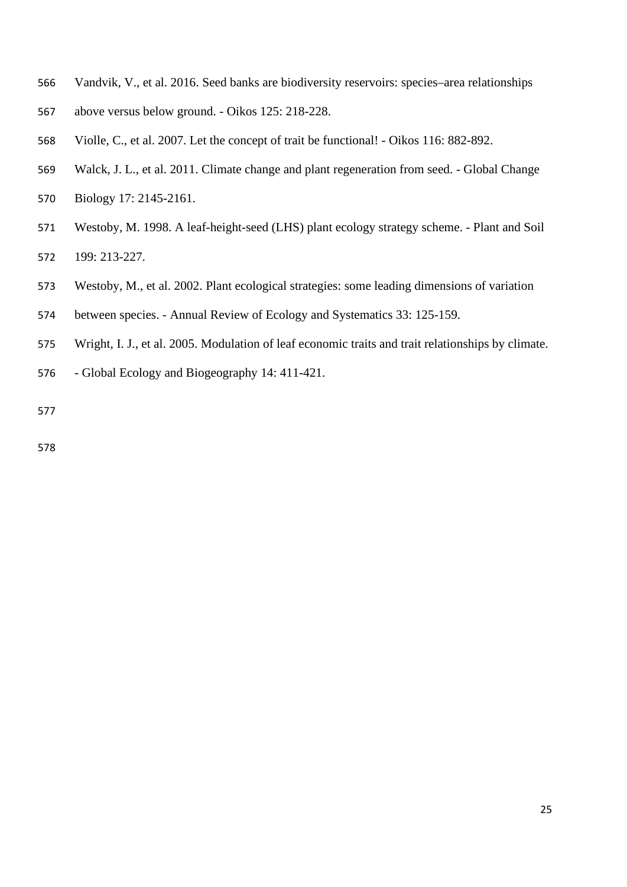Vandvik, V., et al. 2016. Seed banks are biodiversity reservoirs: species–area relationships above versus below ground. - Oikos 125: 218-228.

Violle, C., et al. 2007. Let the concept of trait be functional! - Oikos 116: 882-892.

Walck, J. L., et al. 2011. Climate change and plant regeneration from seed. - Global Change Biology 17: 2145-2161.

Westoby, M. 1998. A leaf-height-seed (LHS) plant ecology strategy scheme. - Plant and Soil 199: 213-227.

Westoby, M., et al. 2002. Plant ecological strategies: some leading dimensions of variation between species. - Annual Review of Ecology and Systematics 33: 125-159.

Wright, I. J., et al. 2005. Modulation of leaf economic traits and trait relationships by climate. - Global Ecology and Biogeography 14: 411-421.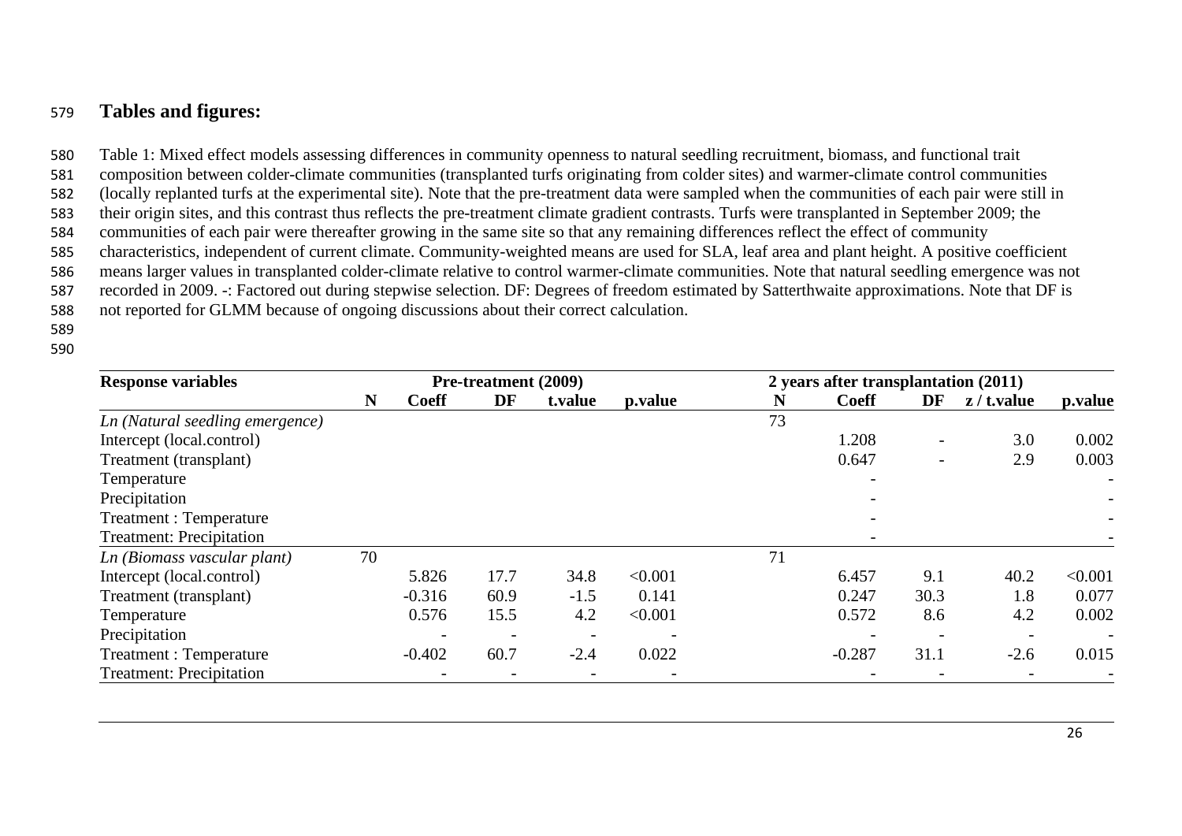## Tables and figures:

Table 1: Mixed effect models assessing differences in community openness to natural seedling recruitment, biomass, and functional trait composition between colder-climate communities (transplanted turfs originating from colder sites) and warmer-climate control communities (locally replanted turfs at the experimental site). Note that the pre-treatment data were sampled when the communities of each pair were still in their origin sites, and this contrast thus reflects the pre-treatment climate gradient contrasts. Turfs were transplanted in September 2009; the communities of each pair were thereafter growing in the same site so that any remaining differences reflect the effect of community characteristics, independent of current climate. Community-weighted means are used for SLA, leaf area and plant height. A positive coefficient means larger values in transplanted colder-climate relative to control warmer-climate communities. Note that natural seedling emergence was not recorded in 2009. -: Factored out during stepwise selection. DF: Degrees of freedom estimated by Satterthwaite approximations. Note that DF is not reported for GLMM because of ongoing discussions about their correct calculation.

| **Response variables** | **Pre-treatment (2009)** | | | | | **2 years after transplantation (2011)** | | | | |
|---|---|---|---|---|---|---|---|---|---|---|
| | **N** | **Coeff** | **DF** | **t.value** | **p.value** | **N** | **Coeff** | **DF** | **z / t.value** | **p.value** |
| *Ln (Natural seedling emergence)* | | | | | | 73 | | | | |
| Intercept (local.control) | | | | | | | 1.208 | - | 3.0 | 0.002 |
| Treatment (transplant) | | | | | | | 0.647 | - | 2.9 | 0.003 |
| Temperature | | | | | | | - | | | - |
| Precipitation | | | | | | | - | | | - |
| Treatment : Temperature | | | | | | | - | | | - |
| Treatment: Precipitation | | | | | | | - | | | - |
| *Ln (Biomass vascular plant)* | 70 | | | | | 71 | | | | |
| Intercept (local.control) | | 5.826 | 17.7 | 34.8 | <0.001 | | 6.457 | 9.1 | 40.2 | <0.001 |
| Treatment (transplant) | | -0.316 | 60.9 | -1.5 | 0.141 | | 0.247 | 30.3 | 1.8 | 0.077 |
| Temperature | | 0.576 | 15.5 | 4.2 | <0.001 | | 0.572 | 8.6 | 4.2 | 0.002 |
| Precipitation | | - | - | - | - | | - | - | - | - |
| Treatment : Temperature | | -0.402 | 60.7 | -2.4 | 0.022 | | -0.287 | 31.1 | -2.6 | 0.015 |
| Treatment: Precipitation | | - | - | - | - | | - | - | - | - |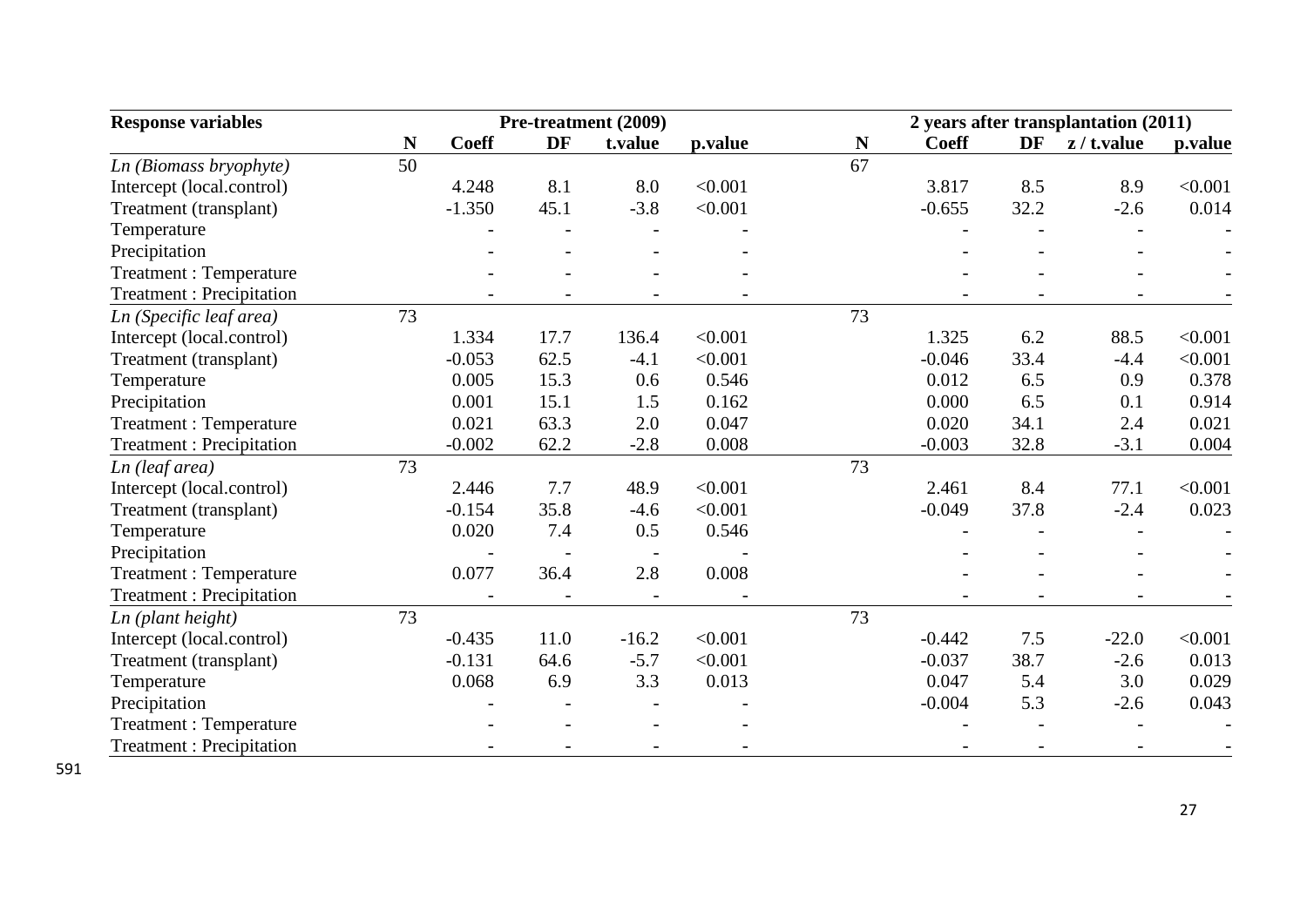| Response variables | Pre-treatment (2009) | | | | | 2 years after transplantation (2011) | | | | |
|---|---|---|---|---|---|---|---|---|---|---|
| | N | Coeff | DF | t.value | p.value | N | Coeff | DF | z / t.value | p.value |
| *Ln (Biomass bryophyte)* | 50 | | | | | 67 | | | | |
| Intercept (local.control) | | 4.248 | 8.1 | 8.0 | <0.001 | | 3.817 | 8.5 | 8.9 | <0.001 |
| Treatment (transplant) | | -1.350 | 45.1 | -3.8 | <0.001 | | -0.655 | 32.2 | -2.6 | 0.014 |
| Temperature | | - | - | - | - | | - | - | - | - |
| Precipitation | | - | - | - | - | | - | - | - | - |
| Treatment : Temperature | | - | - | - | - | | - | - | - | - |
| Treatment : Precipitation | | - | - | - | - | | - | - | - | - |
| *Ln (Specific leaf area)* | 73 | | | | | 73 | | | | |
| Intercept (local.control) | | 1.334 | 17.7 | 136.4 | <0.001 | | 1.325 | 6.2 | 88.5 | <0.001 |
| Treatment (transplant) | | -0.053 | 62.5 | -4.1 | <0.001 | | -0.046 | 33.4 | -4.4 | <0.001 |
| Temperature | | 0.005 | 15.3 | 0.6 | 0.546 | | 0.012 | 6.5 | 0.9 | 0.378 |
| Precipitation | | 0.001 | 15.1 | 1.5 | 0.162 | | 0.000 | 6.5 | 0.1 | 0.914 |
| Treatment : Temperature | | 0.021 | 63.3 | 2.0 | 0.047 | | 0.020 | 34.1 | 2.4 | 0.021 |
| Treatment : Precipitation | | -0.002 | 62.2 | -2.8 | 0.008 | | -0.003 | 32.8 | -3.1 | 0.004 |
| *Ln (leaf area)* | 73 | | | | | 73 | | | | |
| Intercept (local.control) | | 2.446 | 7.7 | 48.9 | <0.001 | | 2.461 | 8.4 | 77.1 | <0.001 |
| Treatment (transplant) | | -0.154 | 35.8 | -4.6 | <0.001 | | -0.049 | 37.8 | -2.4 | 0.023 |
| Temperature | | 0.020 | 7.4 | 0.5 | 0.546 | | - | - | - | - |
| Precipitation | | - | - | - | - | | - | - | - | - |
| Treatment : Temperature | | 0.077 | 36.4 | 2.8 | 0.008 | | - | - | - | - |
| Treatment : Precipitation | | - | - | - | - | | - | - | - | - |
| *Ln (plant height)* | 73 | | | | | 73 | | | | |
| Intercept (local.control) | | -0.435 | 11.0 | -16.2 | <0.001 | | -0.442 | 7.5 | -22.0 | <0.001 |
| Treatment (transplant) | | -0.131 | 64.6 | -5.7 | <0.001 | | -0.037 | 38.7 | -2.6 | 0.013 |
| Temperature | | 0.068 | 6.9 | 3.3 | 0.013 | | 0.047 | 5.4 | 3.0 | 0.029 |
| Precipitation | | - | - | - | - | | -0.004 | 5.3 | -2.6 | 0.043 |
| Treatment : Temperature | | - | - | - | - | | - | - | - | - |
| Treatment : Precipitation | | - | - | - | - | | - | - | - | - |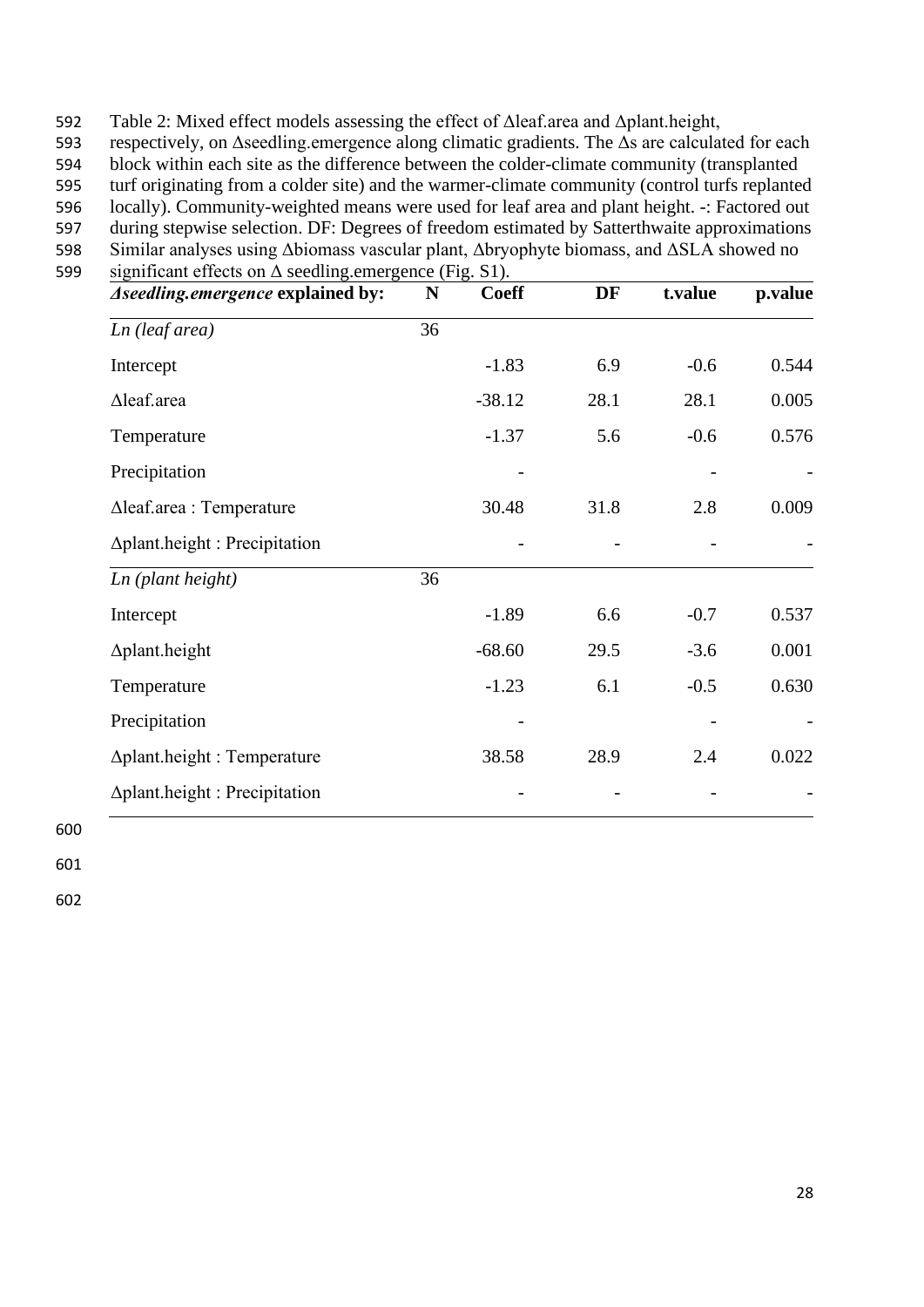Table 2: Mixed effect models assessing the effect of Δleaf.area and Δplant.height, respectively, on Δseedling.emergence along climatic gradients. The Δs are calculated for each block within each site as the difference between the colder-climate community (transplanted turf originating from a colder site) and the warmer-climate community (control turfs replanted locally). Community-weighted means were used for leaf area and plant height. -: Factored out during stepwise selection. DF: Degrees of freedom estimated by Satterthwaite approximations Similar analyses using Δbiomass vascular plant, Δbryophyte biomass, and ΔSLA showed no significant effects on Δ seedling.emergence (Fig. S1).

| ***Δseedling.emergence* explained by:** | **N** | **Coeff** | **DF** | **t.value** | **p.value** |
|---|---|---|---|---|---|
| *Ln (leaf area)* | 36 | | | | |
| Intercept | | -1.83 | 6.9 | -0.6 | 0.544 |
| Δleaf.area | | -38.12 | 28.1 | 28.1 | 0.005 |
| Temperature | | -1.37 | 5.6 | -0.6 | 0.576 |
| Precipitation | | - | | - | - |
| Δleaf.area : Temperature | | 30.48 | 31.8 | 2.8 | 0.009 |
| Δplant.height : Precipitation | | - | - | - | - |
| *Ln (plant height)* | 36 | | | | |
| Intercept | | -1.89 | 6.6 | -0.7 | 0.537 |
| Δplant.height | | -68.60 | 29.5 | -3.6 | 0.001 |
| Temperature | | -1.23 | 6.1 | -0.5 | 0.630 |
| Precipitation | | - | | - | - |
| Δplant.height : Temperature | | 38.58 | 28.9 | 2.4 | 0.022 |
| Δplant.height : Precipitation | | - | - | - | - |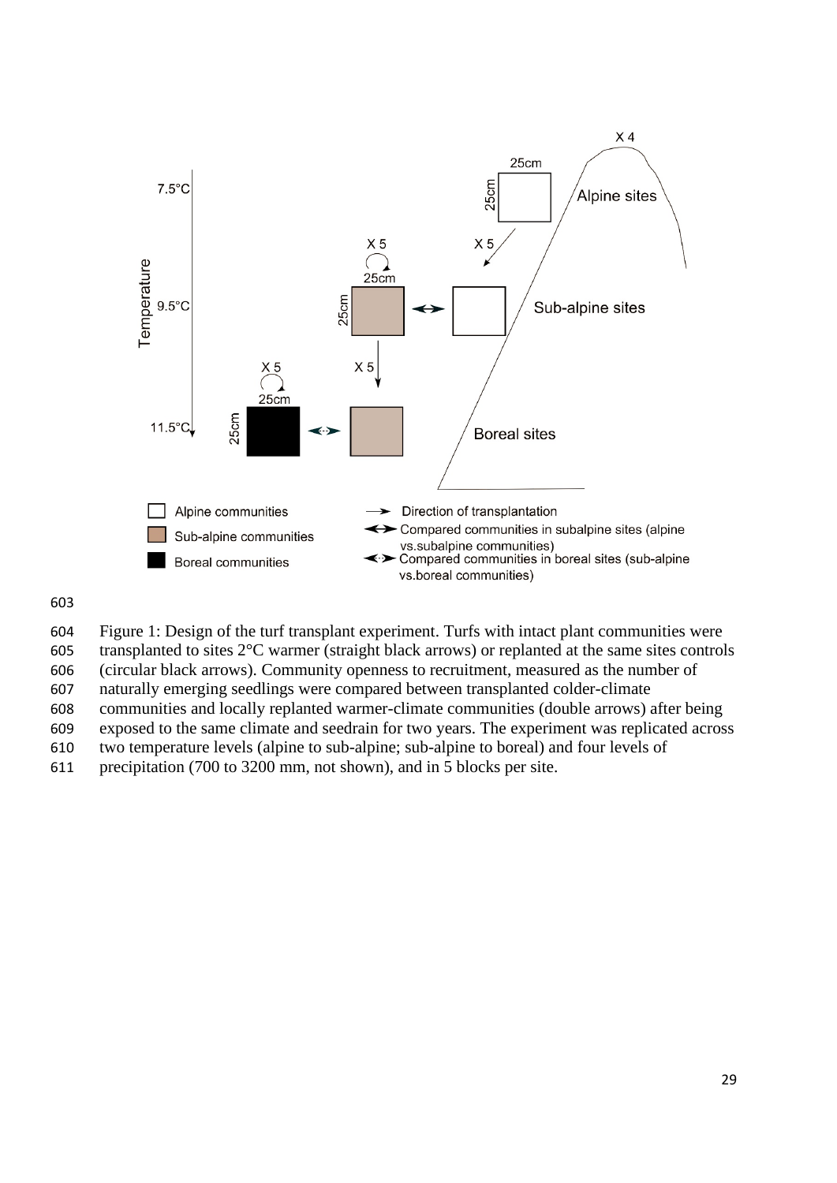Figure 1: Design of the turf transplant experiment. Turfs with intact plant communities were transplanted to sites 2°C warmer (straight black arrows) or replanted at the same sites controls (circular black arrows). Community openness to recruitment, measured as the number of naturally emerging seedlings were compared between transplanted colder-climate communities and locally replanted warmer-climate communities (double arrows) after being exposed to the same climate and seedrain for two years. The experiment was replicated across two temperature levels (alpine to sub-alpine; sub-alpine to boreal) and four levels of precipitation (700 to 3200 mm, not shown), and in 5 blocks per site.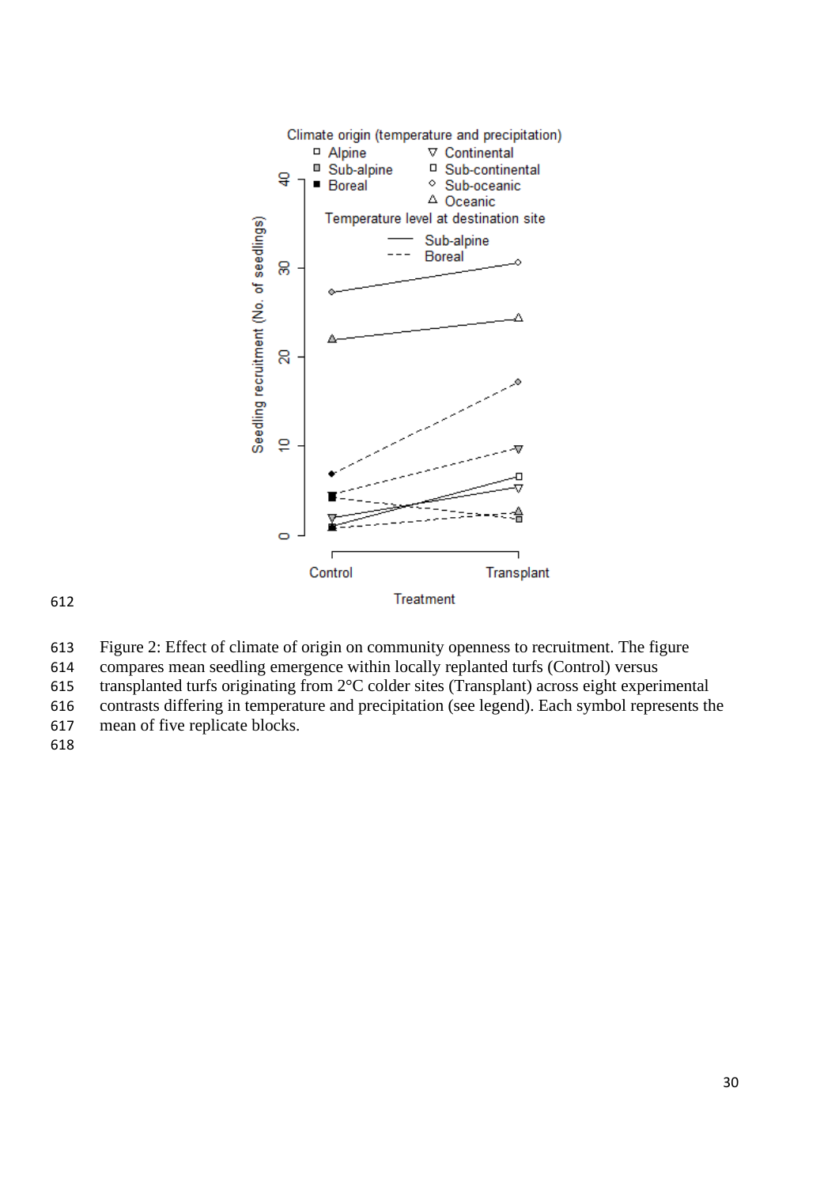Figure 2: Effect of climate of origin on community openness to recruitment. The figure compares mean seedling emergence within locally replanted turfs (Control) versus transplanted turfs originating from 2°C colder sites (Transplant) across eight experimental contrasts differing in temperature and precipitation (see legend). Each symbol represents the mean of five replicate blocks.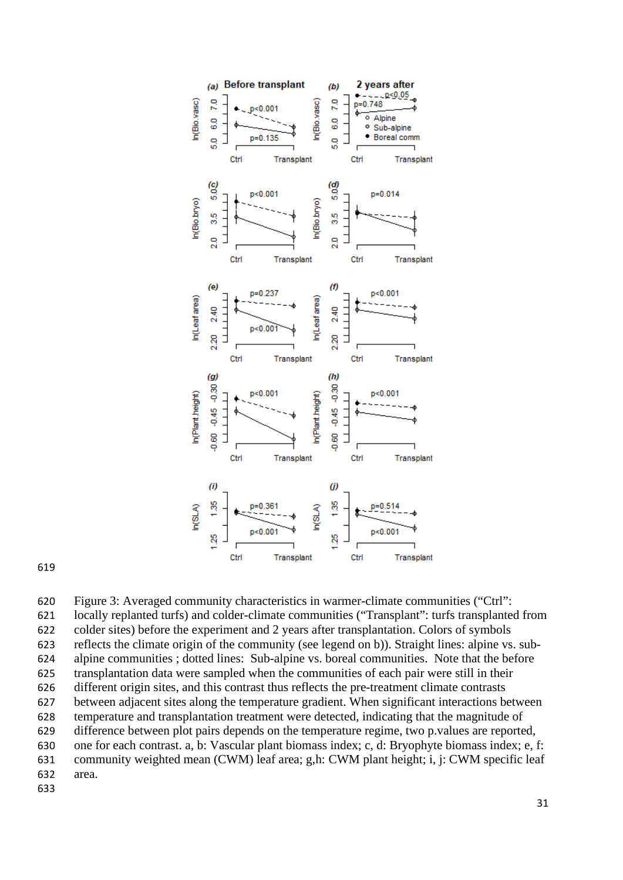Figure 3: Averaged community characteristics in warmer-climate communities ("Ctrl": locally replanted turfs) and colder-climate communities ("Transplant": turfs transplanted from colder sites) before the experiment and 2 years after transplantation. Colors of symbols reflects the climate origin of the community (see legend on b)). Straight lines: alpine vs. sub-alpine communities ; dotted lines: Sub-alpine vs. boreal communities. Note that the before transplantation data were sampled when the communities of each pair were still in their different origin sites, and this contrast thus reflects the pre-treatment climate contrasts between adjacent sites along the temperature gradient. When significant interactions between temperature and transplantation treatment were detected, indicating that the magnitude of difference between plot pairs depends on the temperature regime, two p.values are reported, one for each contrast. a, b: Vascular plant biomass index; c, d: Bryophyte biomass index; e, f: community weighted mean (CWM) leaf area; g,h: CWM plant height; i, j: CWM specific leaf area.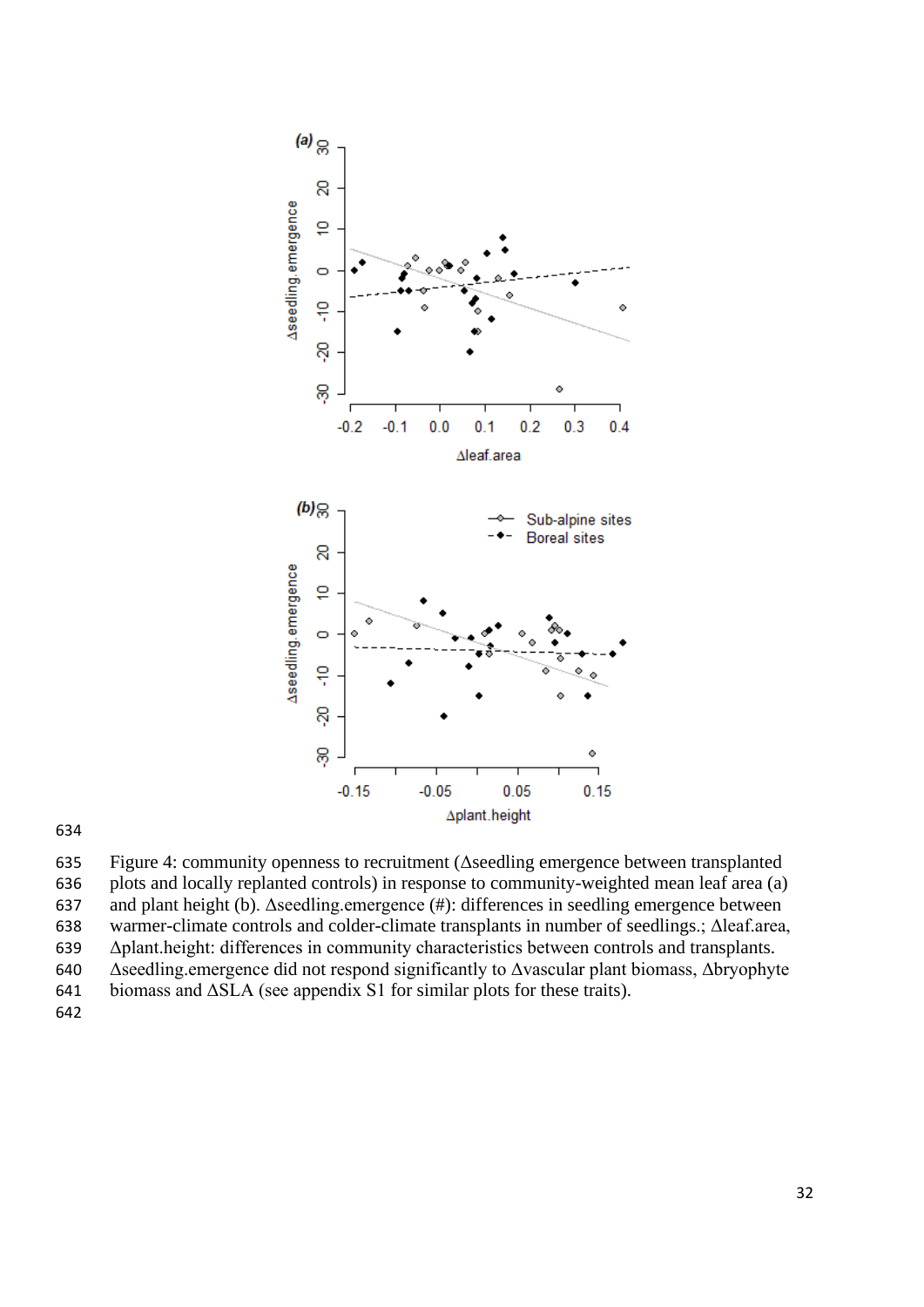Figure 4: community openness to recruitment (Δseedling emergence between transplanted plots and locally replanted controls) in response to community-weighted mean leaf area (a) and plant height (b). Δseedling.emergence (#): differences in seedling emergence between warmer-climate controls and colder-climate transplants in number of seedlings.; Δleaf.area, Δplant.height: differences in community characteristics between controls and transplants. Δseedling.emergence did not respond significantly to Δvascular plant biomass, Δbryophyte biomass and ΔSLA (see appendix S1 for similar plots for these traits).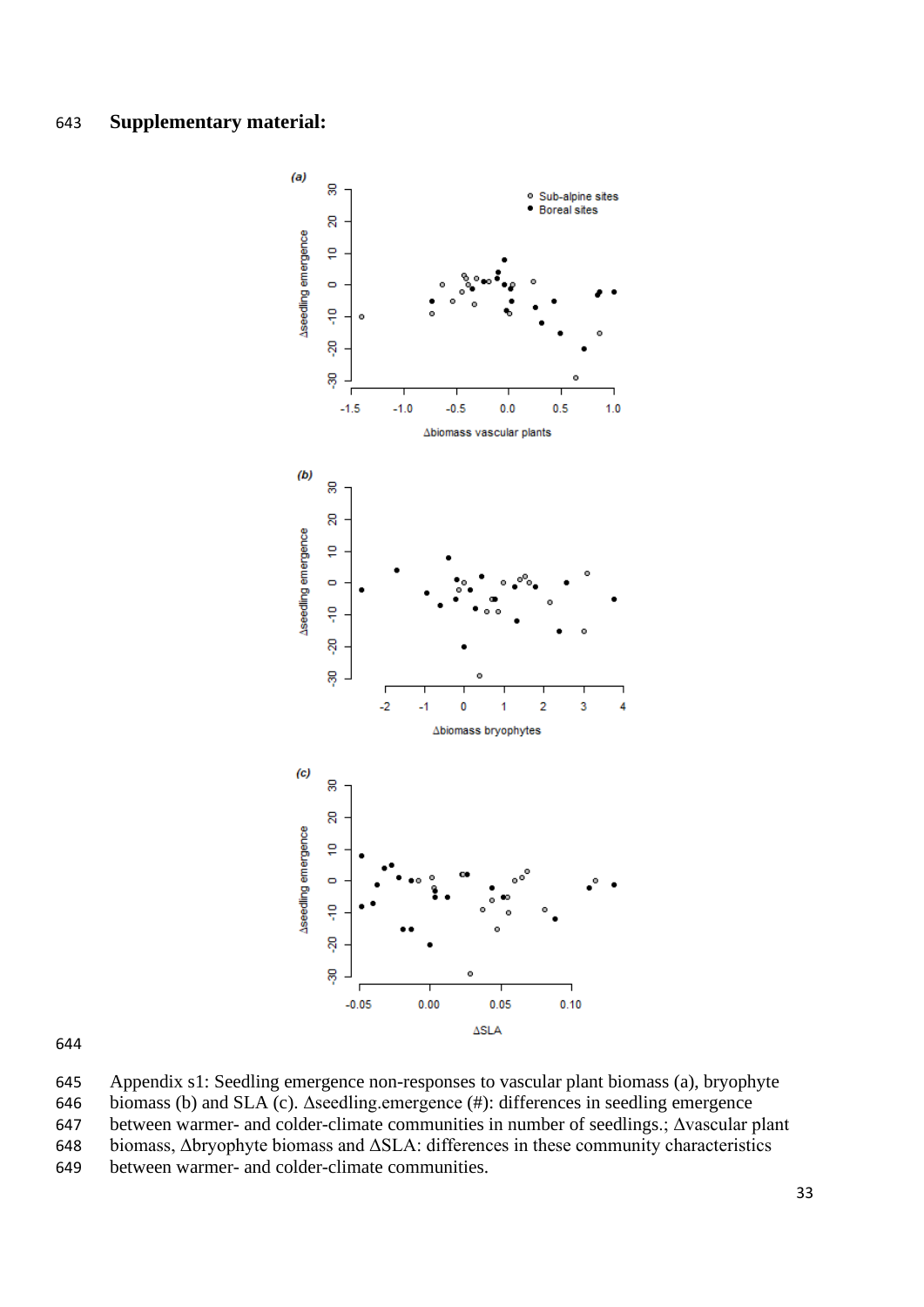**Supplementary material:**

(a)

Sub-alpine sites
Boreal sites

Δseedling emergence

30
20
10
0
-10
-20
-30

-1.5 -1.0 -0.5 0.0 0.5 1.0

Δbiomass vascular plants

(b)

Δseedling emergence

30
20
10
0
-10
-20
-30

-2 -1 0 1 2 3 4

Δbiomass bryophytes

(c)

Δseedling emergence

30
20
10
0
-10
-20
-30

-0.05 0.00 0.05 0.10

ΔSLA

Appendix s1: Seedling emergence non-responses to vascular plant biomass (a), bryophyte biomass (b) and SLA (c). Δseedling.emergence (#): differences in seedling emergence between warmer- and colder-climate communities in number of seedlings.; Δvascular plant biomass, Δbryophyte biomass and ΔSLA: differences in these community characteristics between warmer- and colder-climate communities.